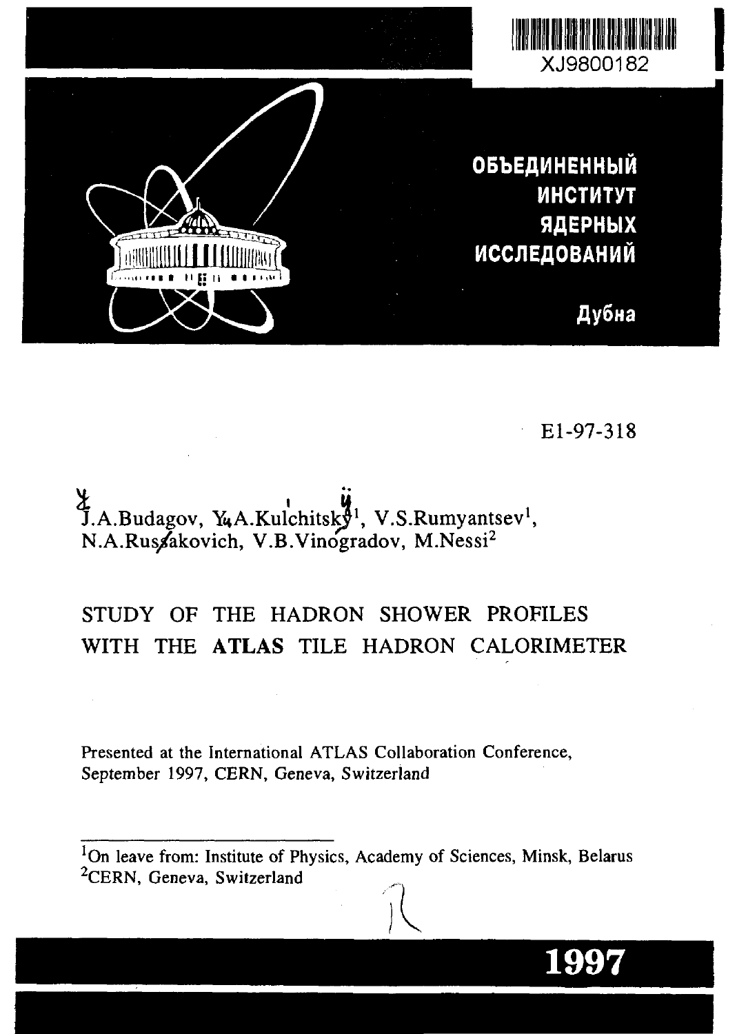XJ9800182

ОБЪЕДИНЕННЫЙ
ИНСТИТУТ
ЯДЕРНЫХ
ИССЛЕДОВАНИЙ

Дубна

E1-97-318

J.A.Budagov, Y.A.Kulchitsky[1], V.S.Rumyantsev[1],
N.A.Russakovich, V.B.Vinogradov, M.Nessi[2]

# STUDY OF THE HADRON SHOWER PROFILES WITH THE **ATLAS** TILE HADRON CALORIMETER

Presented at the International ATLAS Collaboration Conference,
September 1997, CERN, Geneva, Switzerland

[1]On leave from: Institute of Physics, Academy of Sciences, Minsk, Belarus
[2]CERN, Geneva, Switzerland

**1997**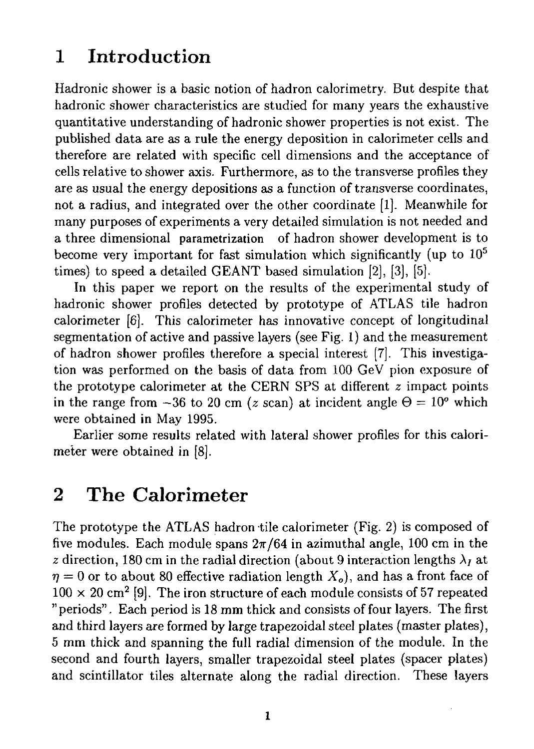# 1 Introduction

Hadronic shower is a basic notion of hadron calorimetry. But despite that hadronic shower characteristics are studied for many years the exhaustive quantitative understanding of hadronic shower properties is not exist. The published data are as a rule the energy deposition in calorimeter cells and therefore are related with specific cell dimensions and the acceptance of cells relative to shower axis. Furthermore, as to the transverse profiles they are as usual the energy depositions as a function of transverse coordinates, not a radius, and integrated over the other coordinate [1]. Meanwhile for many purposes of experiments a very detailed simulation is not needed and a three dimensional parametrization of hadron shower development is to become very important for fast simulation which significantly (up to $10^5$ times) to speed a detailed GEANT based simulation [2], [3], [5].

In this paper we report on the results of the experimental study of hadronic shower profiles detected by prototype of ATLAS tile hadron calorimeter [6]. This calorimeter has innovative concept of longitudinal segmentation of active and passive layers (see Fig. 1) and the measurement of hadron shower profiles therefore a special interest [7]. This investigation was performed on the basis of data from 100 GeV pion exposure of the prototype calorimeter at the CERN SPS at different $z$ impact points in the range from $-36$ to 20 cm ($z$ scan) at incident angle $\Theta = 10^o$ which were obtained in May 1995.

Earlier some results related with lateral shower profiles for this calorimeter were obtained in [8].

# 2 The Calorimeter

The prototype the ATLAS hadron tile calorimeter (Fig. 2) is composed of five modules. Each module spans $2\pi/64$ in azimuthal angle, 100 cm in the $z$ direction, 180 cm in the radial direction (about 9 interaction lengths $\lambda_I$ at $\eta = 0$ or to about 80 effective radiation length $X_o$), and has a front face of $100 \times 20$ cm$^2$ [9]. The iron structure of each module consists of 57 repeated "periods". Each period is 18 mm thick and consists of four layers. The first and third layers are formed by large trapezoidal steel plates (master plates), 5 mm thick and spanning the full radial dimension of the module. In the second and fourth layers, smaller trapezoidal steel plates (spacer plates) and scintillator tiles alternate along the radial direction. These layers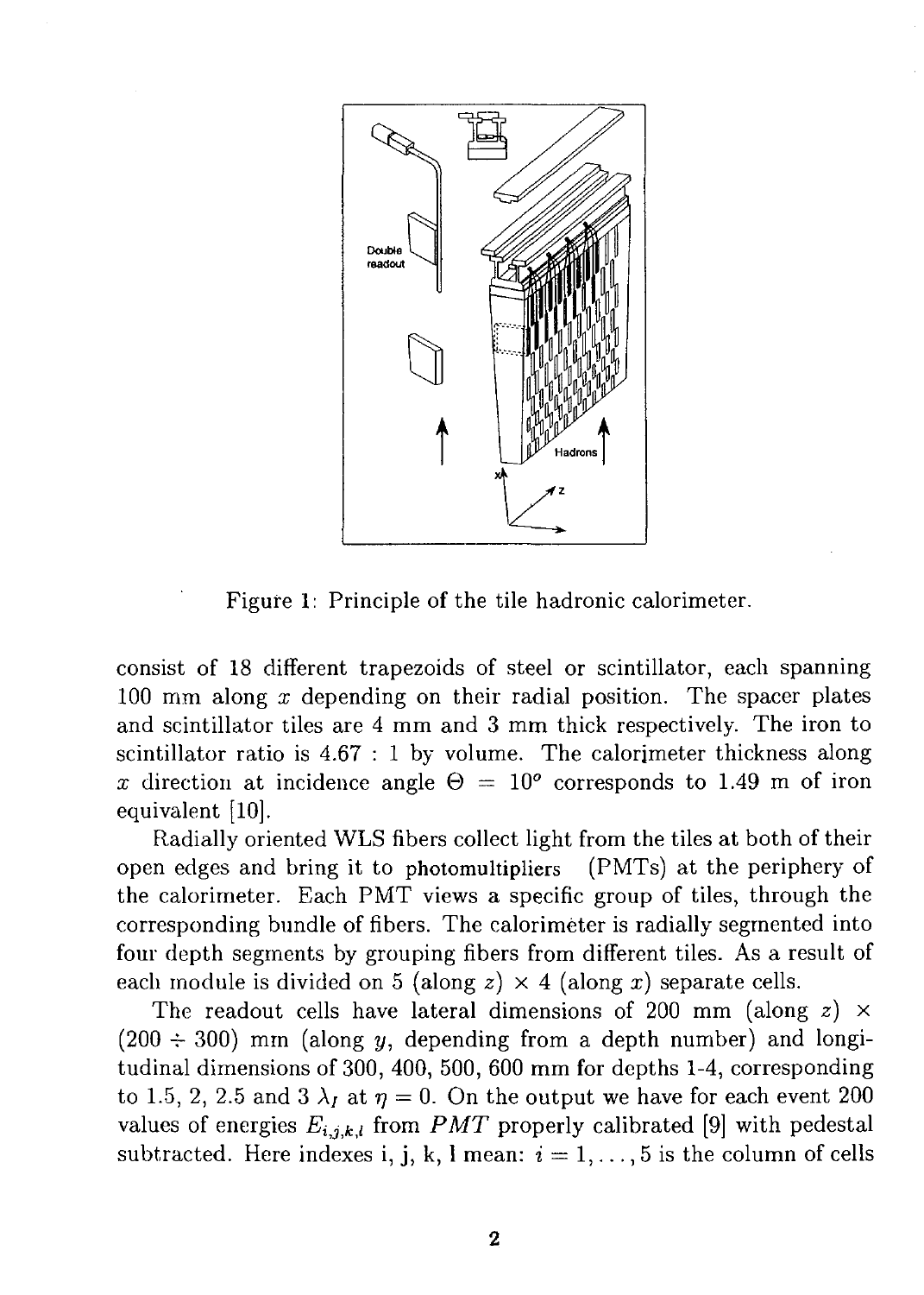Figure 1: Principle of the tile hadronic calorimeter.

consist of 18 different trapezoids of steel or scintillator, each spanning 100 mm along $x$ depending on their radial position. The spacer plates and scintillator tiles are 4 mm and 3 mm thick respectively. The iron to scintillator ratio is 4.67 : 1 by volume. The calorimeter thickness along $x$ direction at incidence angle $\Theta = 10^o$ corresponds to 1.49 m of iron equivalent [10].

Radially oriented WLS fibers collect light from the tiles at both of their open edges and bring it to photomultipliers (PMTs) at the periphery of the calorimeter. Each PMT views a specific group of tiles, through the corresponding bundle of fibers. The calorimeter is radially segmented into four depth segments by grouping fibers from different tiles. As a result of each module is divided on 5 (along $z$) $\times$ 4 (along $x$) separate cells.

The readout cells have lateral dimensions of 200 mm (along $z$) $\times$ ($200 \div 300$) mm (along $y$, depending from a depth number) and longitudinal dimensions of 300, 400, 500, 600 mm for depths 1-4, corresponding to 1.5, 2, 2.5 and 3 $\lambda_I$ at $\eta = 0$. On the output we have for each event 200 values of energies $E_{i,j,k,l}$ from $PMT$ properly calibrated [9] with pedestal subtracted. Here indexes i, j, k, l mean: $i = 1, \ldots, 5$ is the column of cells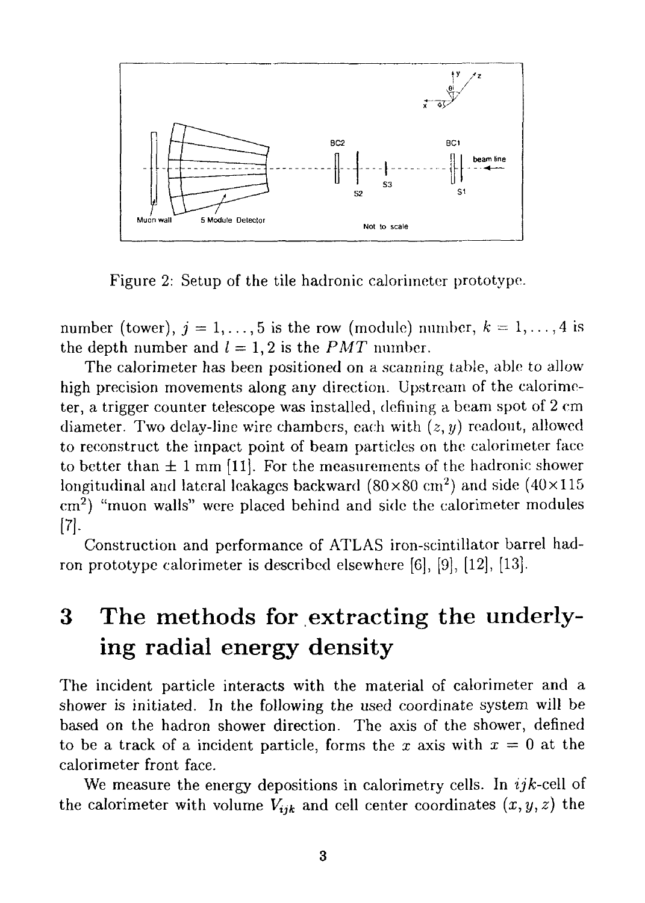Figure 2: Setup of the tile hadronic calorimeter prototype.

number (tower), $j = 1, \ldots, 5$ is the row (module) number, $k = 1, \ldots, 4$ is the depth number and $l = 1, 2$ is the $PMT$ number.

The calorimeter has been positioned on a scanning table, able to allow high precision movements along any direction. Upstream of the calorimeter, a trigger counter telescope was installed, defining a beam spot of 2 cm diameter. Two delay-line wire chambers, each with $(z, y)$ readout, allowed to reconstruct the impact point of beam particles on the calorimeter face to better than $\pm$ 1 mm [11]. For the measurements of the hadronic shower longitudinal and lateral leakages backward ($80 \times 80$ cm$^2$) and side ($40 \times 115$ cm$^2$) "muon walls" were placed behind and side the calorimeter modules [7].

Construction and performance of ATLAS iron-scintillator barrel hadron prototype calorimeter is described elsewhere [6], [9], [12], [13].

# 3 The methods for extracting the underlying radial energy density

The incident particle interacts with the material of calorimeter and a shower is initiated. In the following the used coordinate system will be based on the hadron shower direction. The axis of the shower, defined to be a track of a incident particle, forms the $x$ axis with $x = 0$ at the calorimeter front face.

We measure the energy depositions in calorimetry cells. In $ijk$-cell of the calorimeter with volume $V_{ijk}$ and cell center coordinates $(x, y, z)$ the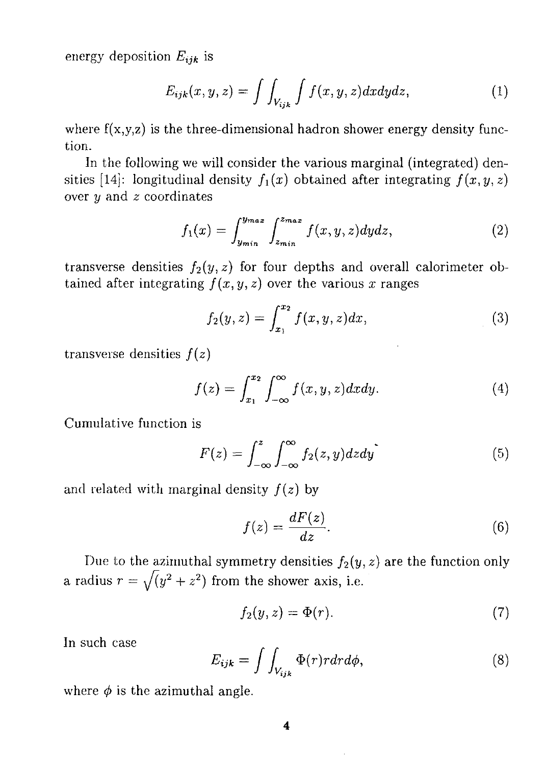energy deposition $E_{ijk}$ is

$$E_{ijk}(x,y,z) = \int\int_{V_{ijk}}\int f(x,y,z)dxdydz, \tag{1}$$

where f(x,y,z) is the three-dimensional hadron shower energy density function.

In the following we will consider the various marginal (integrated) densities [14]: longitudinal density $f_1(x)$ obtained after integrating $f(x,y,z)$ over $y$ and $z$ coordinates

$$f_1(x) = \int_{y_{min}}^{y_{max}}\int_{z_{min}}^{z_{max}} f(x,y,z)dydz, \tag{2}$$

transverse densities $f_2(y,z)$ for four depths and overall calorimeter obtained after integrating $f(x,y,z)$ over the various $x$ ranges

$$f_2(y,z) = \int_{x_1}^{x_2} f(x,y,z)dx, \tag{3}$$

transverse densities $f(z)$

$$f(z) = \int_{x_1}^{x_2}\int_{-\infty}^{\infty} f(x,y,z)dxdy. \tag{4}$$

Cumulative function is

$$F(z) = \int_{-\infty}^{z}\int_{-\infty}^{\infty} f_2(z,y)dzdy \tag{5}$$

and related with marginal density $f(z)$ by

$$f(z) = \frac{dF(z)}{dz}. \tag{6}$$

Due to the azimuthal symmetry densities $f_2(y,z)$ are the function only a radius $r = \sqrt{(y^2+z^2)}$ from the shower axis, i.e.

$$f_2(y,z) = \Phi(r). \tag{7}$$

In such case

$$E_{ijk} = \int\int_{V_{ijk}} \Phi(r)rdrd\phi, \tag{8}$$

where $\phi$ is the azimuthal angle.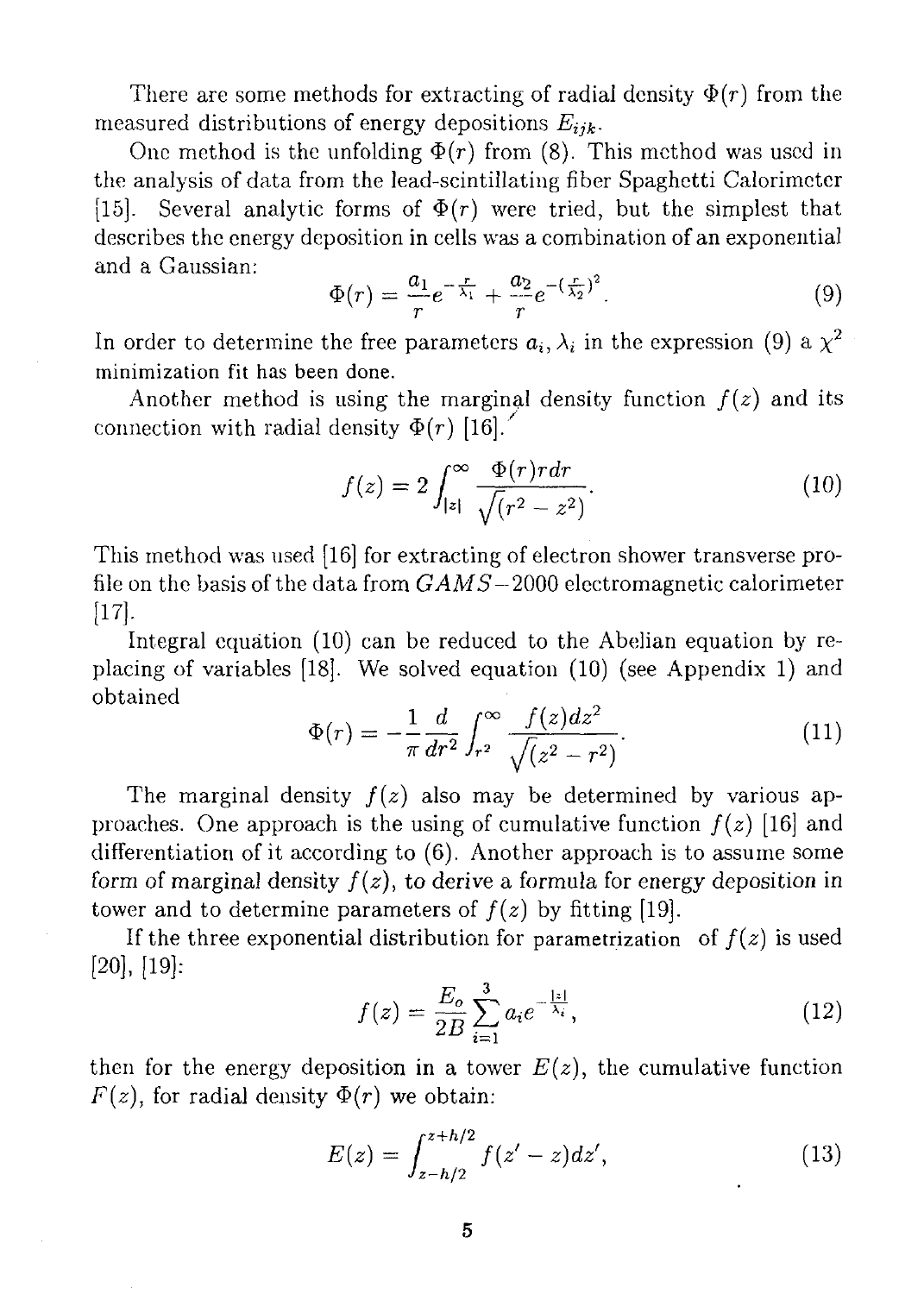There are some methods for extracting of radial density $\Phi(r)$ from the measured distributions of energy depositions $E_{ijk}$.

One method is the unfolding $\Phi(r)$ from (8). This method was used in the analysis of data from the lead-scintillating fiber Spaghetti Calorimeter [15]. Several analytic forms of $\Phi(r)$ were tried, but the simplest that describes the energy deposition in cells was a combination of an exponential and a Gaussian:

$$\Phi(r) = \frac{a_1}{r} e^{-\frac{r}{\lambda_1}} + \frac{a_2}{r} e^{-(\frac{r}{\lambda_2})^2}. \tag{9}$$

In order to determine the free parameters $a_i, \lambda_i$ in the expression (9) a $\chi^2$ minimization fit has been done.

Another method is using the marginal density function $f(z)$ and its connection with radial density $\Phi(r)$ [16].

$$f(z) = 2 \int_{|z|}^{\infty} \frac{\Phi(r) r dr}{\sqrt{(r^2 - z^2)}}. \tag{10}$$

This method was used [16] for extracting of electron shower transverse profile on the basis of the data from $GAMS-2000$ electromagnetic calorimeter [17].

Integral equation (10) can be reduced to the Abelian equation by replacing of variables [18]. We solved equation (10) (see Appendix 1) and obtained

$$\Phi(r) = -\frac{1}{\pi} \frac{d}{dr^2} \int_{r^2}^{\infty} \frac{f(z) dz^2}{\sqrt{(z^2 - r^2)}}. \tag{11}$$

The marginal density $f(z)$ also may be determined by various approaches. One approach is the using of cumulative function $f(z)$ [16] and differentiation of it according to (6). Another approach is to assume some form of marginal density $f(z)$, to derive a formula for energy deposition in tower and to determine parameters of $f(z)$ by fitting [19].

If the three exponential distribution for parametrization of $f(z)$ is used [20], [19]:

$$f(z) = \frac{E_o}{2B} \sum_{i=1}^{3} a_i e^{-\frac{|z|}{\lambda_i}}, \tag{12}$$

then for the energy deposition in a tower $E(z)$, the cumulative function $F(z)$, for radial density $\Phi(r)$ we obtain:

$$E(z) = \int_{z-h/2}^{z+h/2} f(z' - z) dz', \tag{13}$$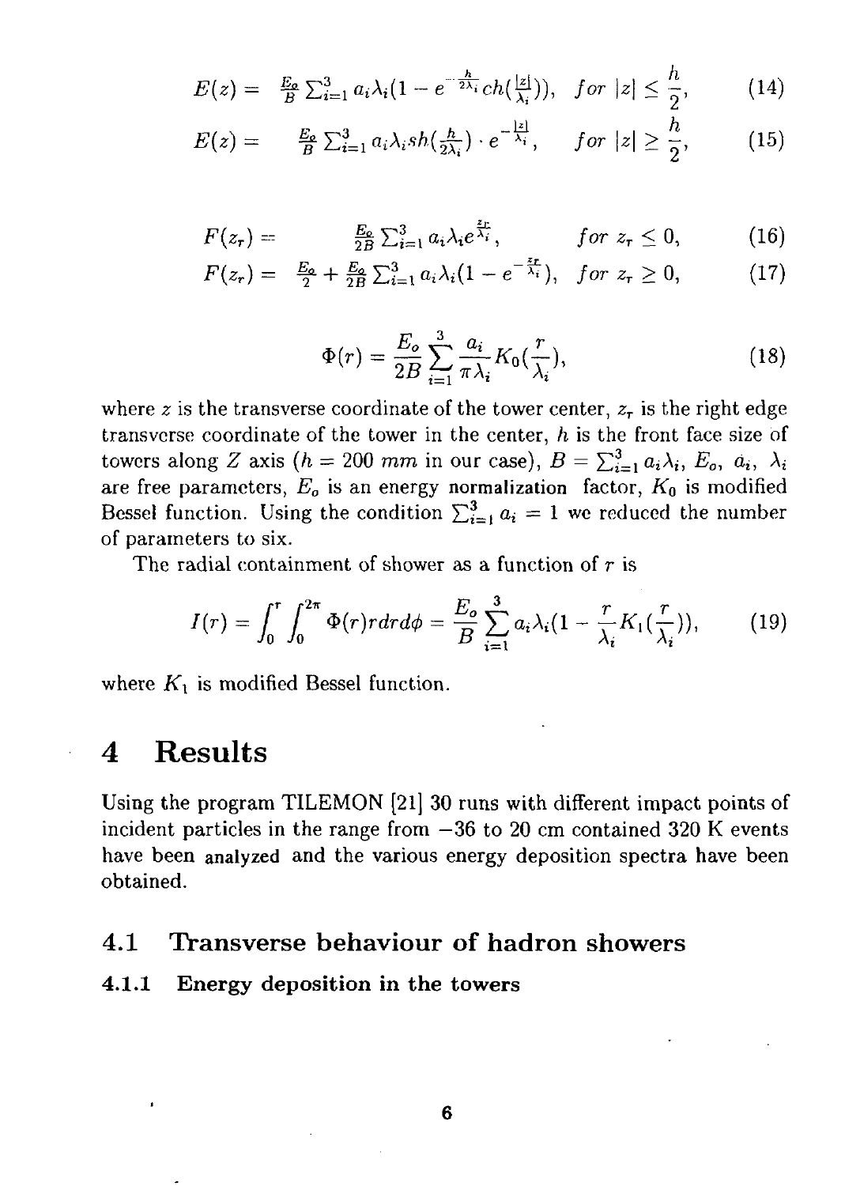$$E(z) = \frac{E_o}{B} \sum_{i=1}^{3} a_i \lambda_i (1 - e^{-\frac{h}{2\lambda_i}} ch(\frac{|z|}{\lambda_i})), \quad for \ |z| \leq \frac{h}{2}, \tag{14}$$

$$E(z) = \frac{E_o}{B} \sum_{i=1}^{3} a_i \lambda_i sh(\frac{h}{2\lambda_i}) \cdot e^{-\frac{|z|}{\lambda_i}}, \quad for \ |z| \geq \frac{h}{2}, \tag{15}$$

$$F(z_r) = \frac{E_o}{2B} \sum_{i=1}^{3} a_i \lambda_i e^{\frac{z_r}{\lambda_i}}, \quad for \ z_r \leq 0, \tag{16}$$

$$F(z_r) = \frac{E_o}{2} + \frac{E_o}{2B} \sum_{i=1}^{3} a_i \lambda_i (1 - e^{-\frac{z_r}{\lambda_i}}), \quad for \ z_r \geq 0, \tag{17}$$

$$\Phi(r) = \frac{E_o}{2B} \sum_{i=1}^{3} \frac{a_i}{\pi \lambda_i} K_0(\frac{r}{\lambda_i}), \tag{18}$$

where $z$ is the transverse coordinate of the tower center, $z_r$ is the right edge transverse coordinate of the tower in the center, $h$ is the front face size of towers along $Z$ axis ($h = 200$ $mm$ in our case), $B = \sum_{i=1}^{3} a_i \lambda_i$, $E_o$, $a_i$, $\lambda_i$ are free parameters, $E_o$ is an energy normalization factor, $K_0$ is modified Bessel function. Using the condition $\sum_{i=1}^{3} a_i = 1$ we reduced the number of parameters to six.

The radial containment of shower as a function of $r$ is

$$I(r) = \int_0^r \int_0^{2\pi} \Phi(r) r dr d\phi = \frac{E_o}{B} \sum_{i=1}^{3} a_i \lambda_i (1 - \frac{r}{\lambda_i} K_1(\frac{r}{\lambda_i})), \tag{19}$$

where $K_1$ is modified Bessel function.

# 4 Results

Using the program TILEMON [21] 30 runs with different impact points of incident particles in the range from $-36$ to 20 cm contained 320 K events have been analyzed and the various energy deposition spectra have been obtained.

## 4.1 Transverse behaviour of hadron showers

### 4.1.1 Energy deposition in the towers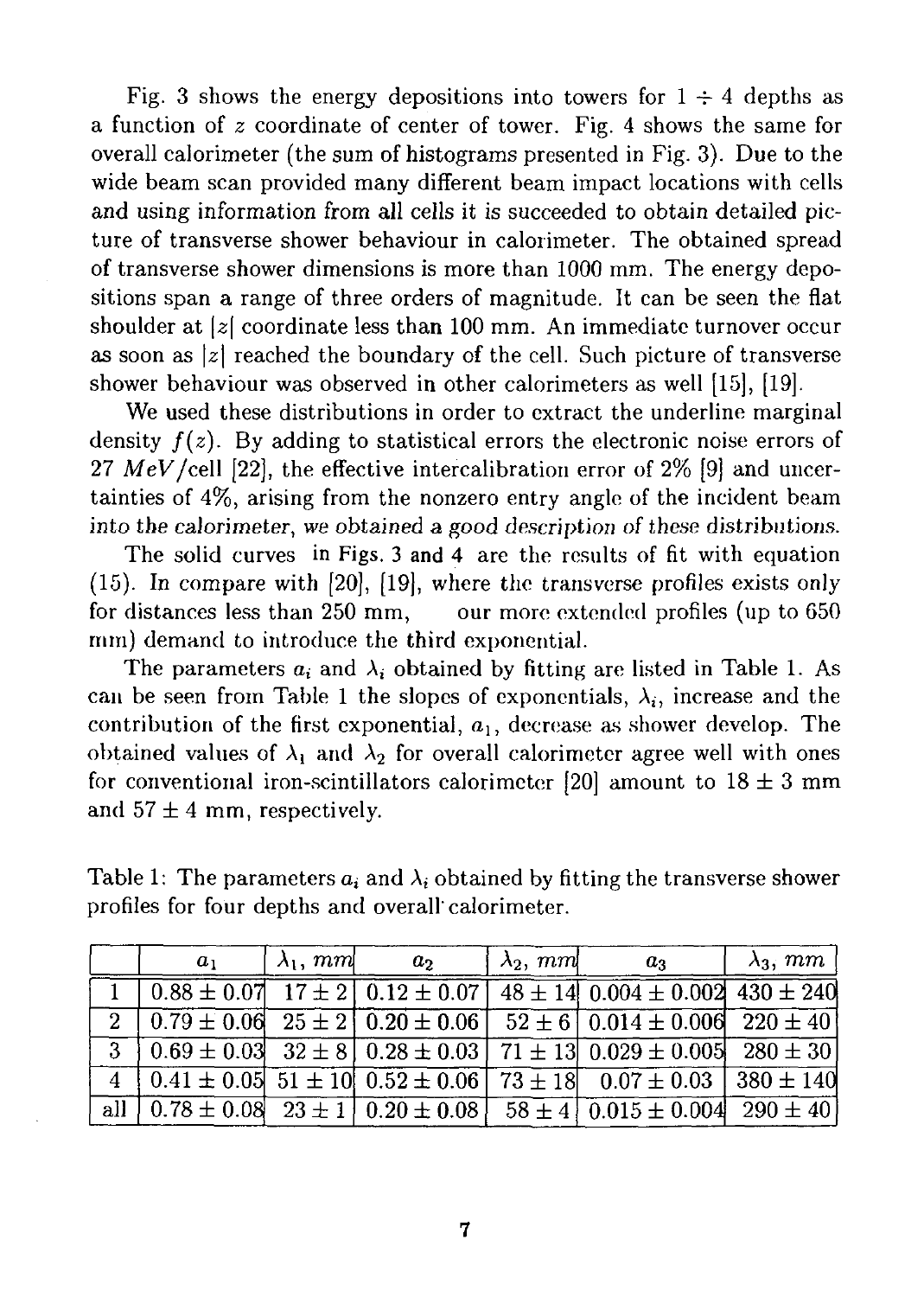Fig. 3 shows the energy depositions into towers for $1 \div 4$ depths as a function of $z$ coordinate of center of tower. Fig. 4 shows the same for overall calorimeter (the sum of histograms presented in Fig. 3). Due to the wide beam scan provided many different beam impact locations with cells and using information from all cells it is succeeded to obtain detailed picture of transverse shower behaviour in calorimeter. The obtained spread of transverse shower dimensions is more than 1000 mm. The energy depositions span a range of three orders of magnitude. It can be seen the flat shoulder at $|z|$ coordinate less than 100 mm. An immediate turnover occur as soon as $|z|$ reached the boundary of the cell. Such picture of transverse shower behaviour was observed in other calorimeters as well [15], [19].

We used these distributions in order to extract the underline marginal density $f(z)$. By adding to statistical errors the electronic noise errors of 27 $MeV$/cell [22], the effective intercalibration error of 2% [9] and uncertainties of 4%, arising from the nonzero entry angle of the incident beam into the calorimeter, we obtained a good description of these distributions.

The solid curves in Figs. 3 and 4 are the results of fit with equation (15). In compare with [20], [19], where the transverse profiles exists only for distances less than 250 mm, our more extended profiles (up to 650 mm) demand to introduce the third exponential.

The parameters $a_i$ and $\lambda_i$ obtained by fitting are listed in Table 1. As can be seen from Table 1 the slopes of exponentials, $\lambda_i$, increase and the contribution of the first exponential, $a_1$, decrease as shower develop. The obtained values of $\lambda_1$ and $\lambda_2$ for overall calorimeter agree well with ones for conventional iron-scintillators calorimeter [20] amount to $18 \pm 3$ mm and $57 \pm 4$ mm, respectively.

Table 1: The parameters $a_i$ and $\lambda_i$ obtained by fitting the transverse shower profiles for four depths and overall calorimeter.

| | $a_1$ | $\lambda_1$, $mm$ | $a_2$ | $\lambda_2$, $mm$ | $a_3$ | $\lambda_3$, $mm$ |
|---|---|---|---|---|---|---|
| 1 | $0.88 \pm 0.07$ | $17 \pm 2$ | $0.12 \pm 0.07$ | $48 \pm 14$ | $0.004 \pm 0.002$ | $430 \pm 240$ |
| 2 | $0.79 \pm 0.06$ | $25 \pm 2$ | $0.20 \pm 0.06$ | $52 \pm 6$ | $0.014 \pm 0.006$ | $220 \pm 40$ |
| 3 | $0.69 \pm 0.03$ | $32 \pm 8$ | $0.28 \pm 0.03$ | $71 \pm 13$ | $0.029 \pm 0.005$ | $280 \pm 30$ |
| 4 | $0.41 \pm 0.05$ | $51 \pm 10$ | $0.52 \pm 0.06$ | $73 \pm 18$ | $0.07 \pm 0.03$ | $380 \pm 140$ |
| all | $0.78 \pm 0.08$ | $23 \pm 1$ | $0.20 \pm 0.08$ | $58 \pm 4$ | $0.015 \pm 0.004$ | $290 \pm 40$ |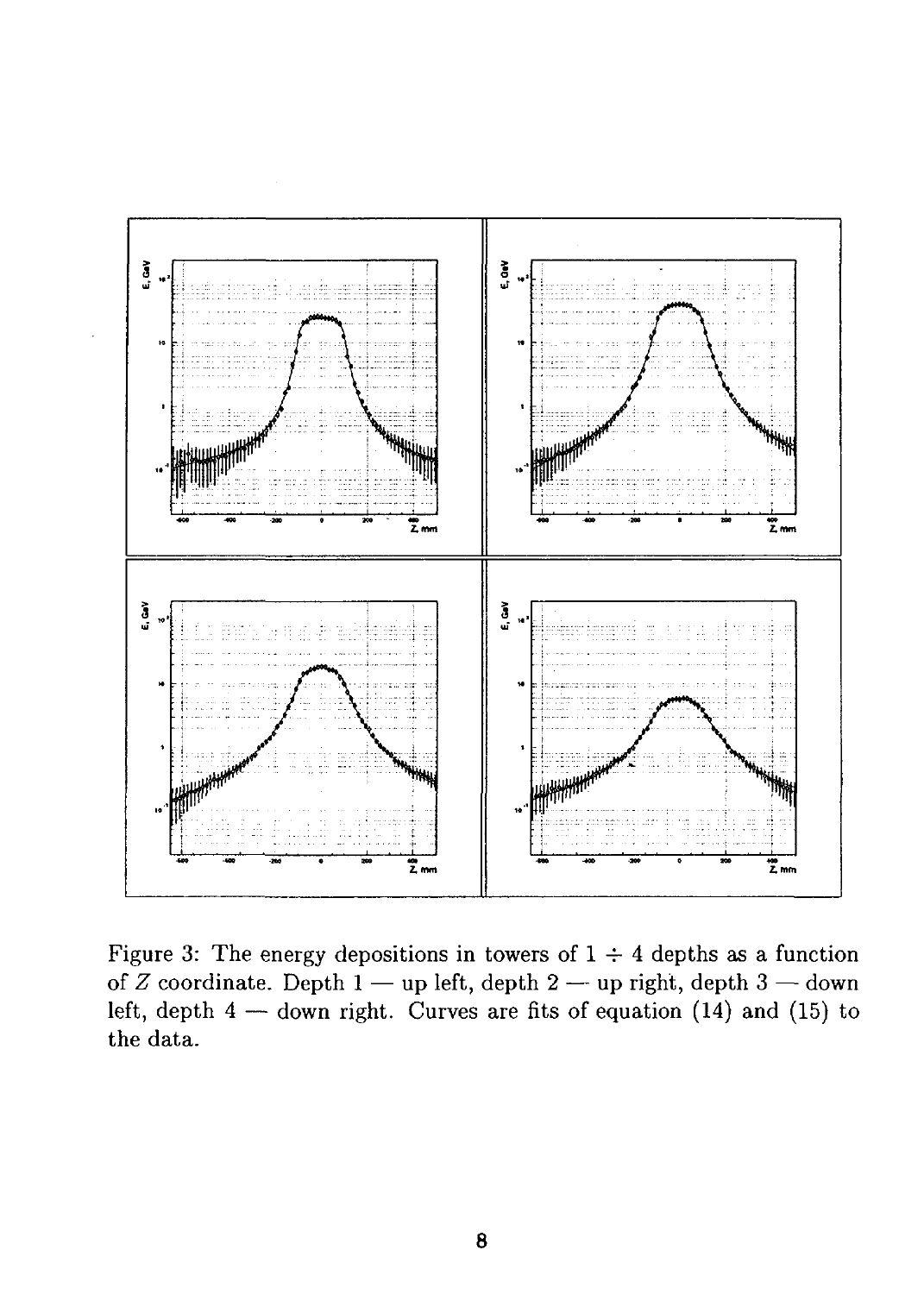Figure 3: The energy depositions in towers of $1 \div 4$ depths as a function of $Z$ coordinate. Depth 1 — up left, depth 2 — up right, depth 3 — down left, depth 4 — down right. Curves are fits of equation (14) and (15) to the data.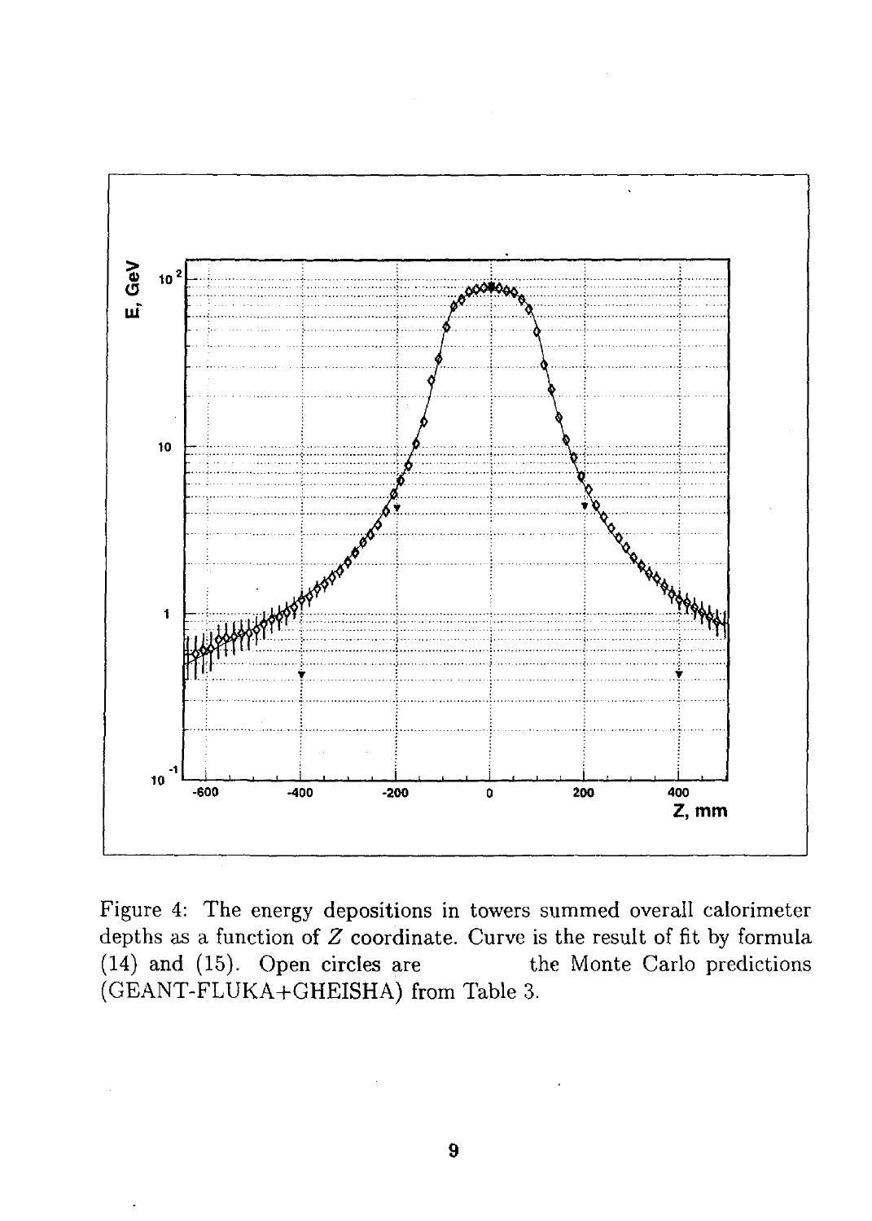Figure 4: The energy depositions in towers summed overall calorimeter depths as a function of $Z$ coordinate. Curve is the result of fit by formula (14) and (15). Open circles are the Monte Carlo predictions (GEANT-FLUKA+GHEISHA) from Table 3.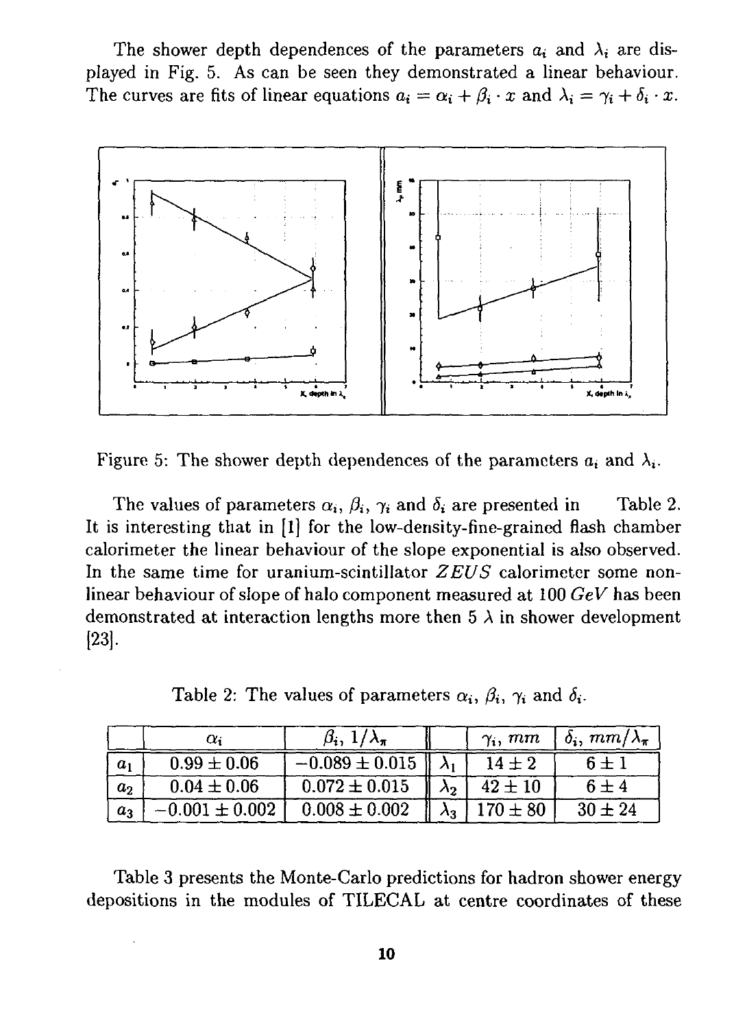The shower depth dependences of the parameters $a_i$ and $\lambda_i$ are displayed in Fig. 5. As can be seen they demonstrated a linear behaviour. The curves are fits of linear equations $a_i = \alpha_i + \beta_i \cdot x$ and $\lambda_i = \gamma_i + \delta_i \cdot x$.

Figure 5: The shower depth dependences of the parameters $a_i$ and $\lambda_i$.

The values of parameters $\alpha_i$, $\beta_i$, $\gamma_i$ and $\delta_i$ are presented in Table 2. It is interesting that in [1] for the low-density-fine-grained flash chamber calorimeter the linear behaviour of the slope exponential is also observed. In the same time for uranium-scintillator *ZEUS* calorimeter some non-linear behaviour of slope of halo component measured at 100 *GeV* has been demonstrated at interaction lengths more then 5 $\lambda$ in shower development [23].

Table 2: The values of parameters $\alpha_i$, $\beta_i$, $\gamma_i$ and $\delta_i$.

| | $\alpha_i$ | $\beta_i$, $1/\lambda_\pi$ | | $\gamma_i$, $mm$ | $\delta_i$, $mm/\lambda_\pi$ |
|---|---|---|---|---|---|
| $a_1$ | $0.99 \pm 0.06$ | $-0.089 \pm 0.015$ | $\lambda_1$ | $14 \pm 2$ | $6 \pm 1$ |
| $a_2$ | $0.04 \pm 0.06$ | $0.072 \pm 0.015$ | $\lambda_2$ | $42 \pm 10$ | $6 \pm 4$ |
| $a_3$ | $-0.001 \pm 0.002$ | $0.008 \pm 0.002$ | $\lambda_3$ | $170 \pm 80$ | $30 \pm 24$ |

Table 3 presents the Monte-Carlo predictions for hadron shower energy depositions in the modules of TILECAL at centre coordinates of these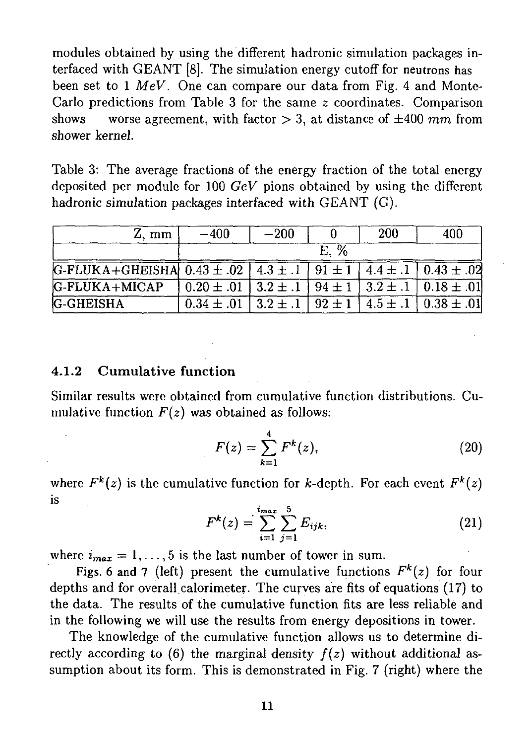modules obtained by using the different hadronic simulation packages interfaced with GEANT [8]. The simulation energy cutoff for neutrons has been set to 1 $MeV$. One can compare our data from Fig. 4 and Monte-Carlo predictions from Table 3 for the same $z$ coordinates. Comparison shows worse agreement, with factor > 3, at distance of ±400 $mm$ from shower kernel.

Table 3: The average fractions of the energy fraction of the total energy deposited per module for 100 $GeV$ pions obtained by using the different hadronic simulation packages interfaced with GEANT (G).

| Z, mm | −400 | −200 | 0 | 200 | 400 |
|---|---|---|---|---|---|
| | E, % | | | | |
| G-FLUKA+GHEISHA | 0.43 ± .02 | 4.3 ± .1 | 91 ± 1 | 4.4 ± .1 | 0.43 ± .02 |
| G-FLUKA+MICAP | 0.20 ± .01 | 3.2 ± .1 | 94 ± 1 | 3.2 ± .1 | 0.18 ± .01 |
| G-GHEISHA | 0.34 ± .01 | 3.2 ± .1 | 92 ± 1 | 4.5 ± .1 | 0.38 ± .01 |

### 4.1.2 Cumulative function

Similar results were obtained from cumulative function distributions. Cumulative function $F(z)$ was obtained as follows:

$$F(z) = \sum_{k=1}^{4} F^k(z), \tag{20}$$

where $F^k(z)$ is the cumulative function for $k$-depth. For each event $F^k(z)$ is

$$F^k(z) = \sum_{i=1}^{i_{max}} \sum_{j=1}^{5} E_{ijk}, \tag{21}$$

where $i_{max} = 1, \dots, 5$ is the last number of tower in sum.

Figs. 6 and 7 (left) present the cumulative functions $F^k(z)$ for four depths and for overall calorimeter. The curves are fits of equations (17) to the data. The results of the cumulative function fits are less reliable and in the following we will use the results from energy depositions in tower.

The knowledge of the cumulative function allows us to determine directly according to (6) the marginal density $f(z)$ without additional assumption about its form. This is demonstrated in Fig. 7 (right) where the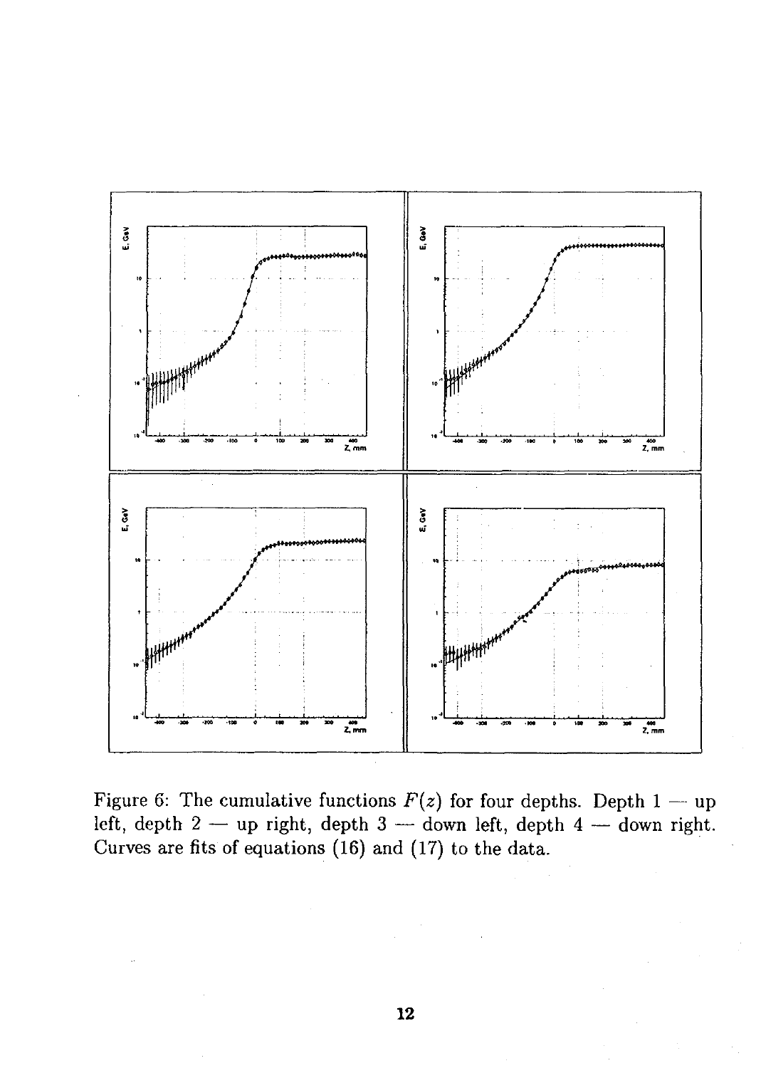Figure 6: The cumulative functions $F(z)$ for four depths. Depth 1 — up left, depth 2 — up right, depth 3 — down left, depth 4 — down right. Curves are fits of equations (16) and (17) to the data.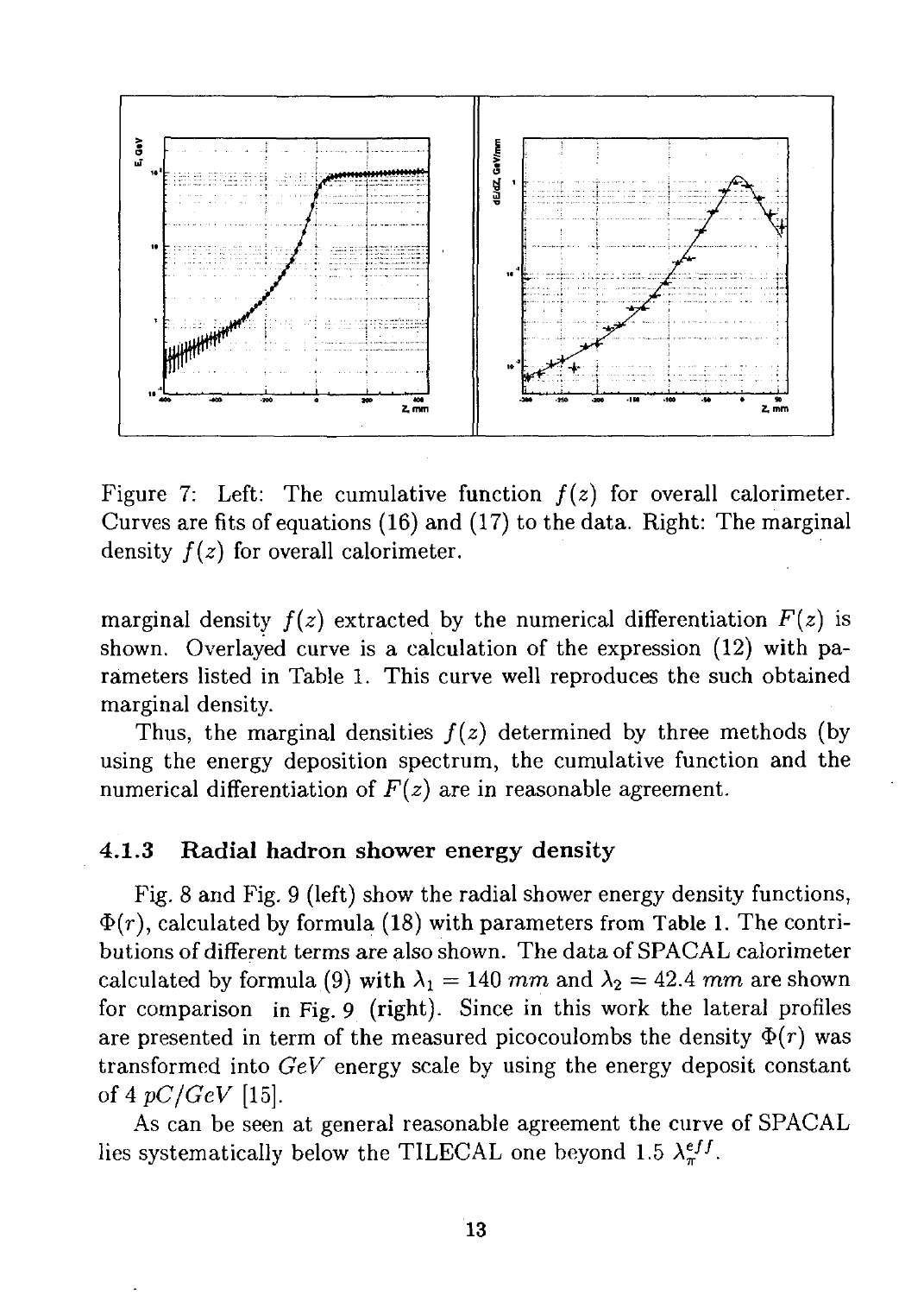Figure 7: Left: The cumulative function $f(z)$ for overall calorimeter. Curves are fits of equations (16) and (17) to the data. Right: The marginal density $f(z)$ for overall calorimeter.

marginal density $f(z)$ extracted by the numerical differentiation $F(z)$ is shown. Overlayed curve is a calculation of the expression (12) with parameters listed in Table 1. This curve well reproduces the such obtained marginal density.

Thus, the marginal densities $f(z)$ determined by three methods (by using the energy deposition spectrum, the cumulative function and the numerical differentiation of $F(z)$ are in reasonable agreement.

### 4.1.3 Radial hadron shower energy density

Fig. 8 and Fig. 9 (left) show the radial shower energy density functions, $\Phi(r)$, calculated by formula (18) with parameters from Table 1. The contributions of different terms are also shown. The data of SPACAL calorimeter calculated by formula (9) with $\lambda_1 = 140\ mm$ and $\lambda_2 = 42.4\ mm$ are shown for comparison in Fig. 9 (right). Since in this work the lateral profiles are presented in term of the measured picocoulombs the density $\Phi(r)$ was transformed into $GeV$ energy scale by using the energy deposit constant of $4\ pC/GeV$ [15].

As can be seen at general reasonable agreement the curve of SPACAL lies systematically below the TILECAL one beyond $1.5\ \lambda_{\pi}^{eff}$.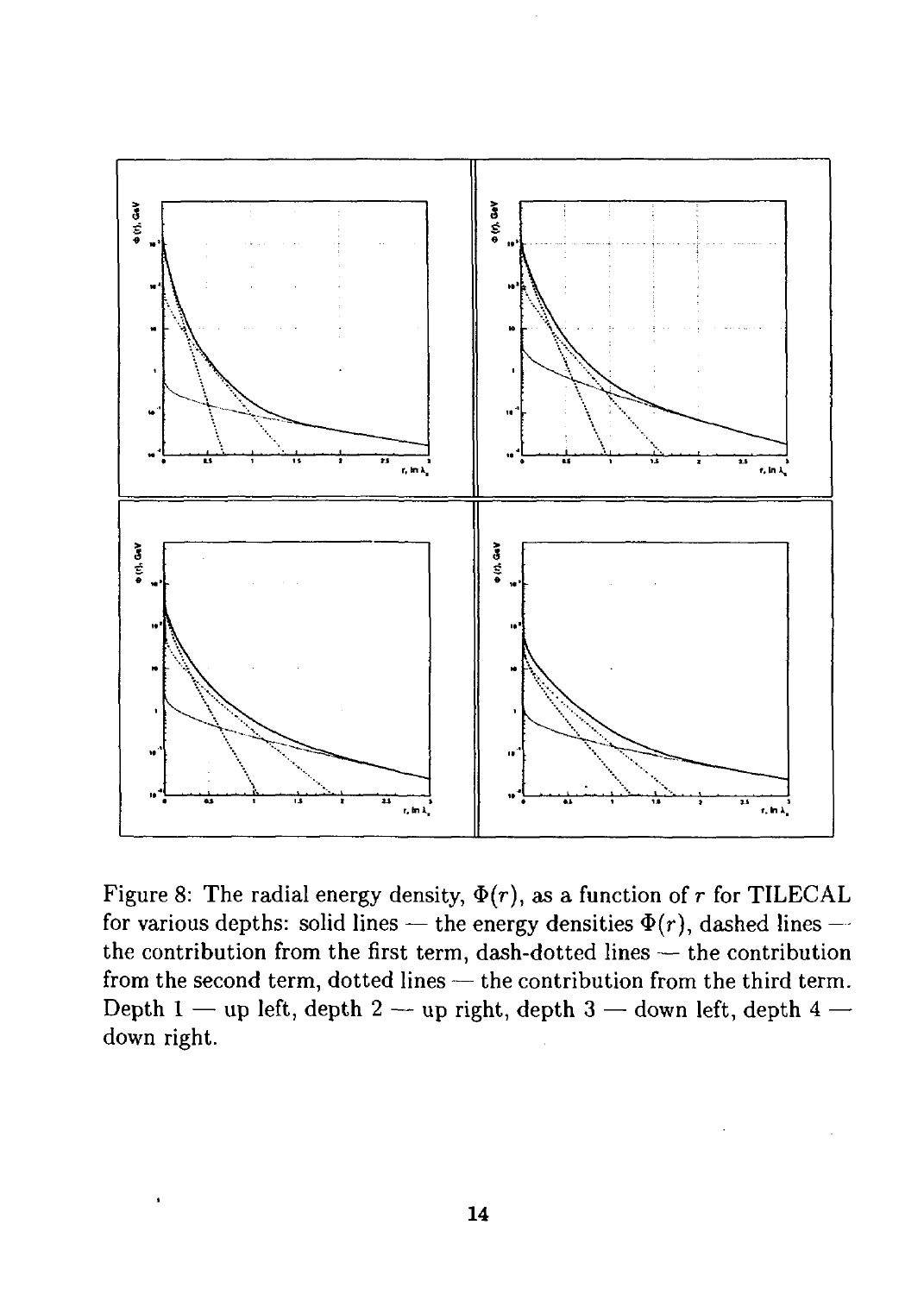Figure 8: The radial energy density, $\Phi(r)$, as a function of $r$ for TILECAL for various depths: solid lines — the energy densities $\Phi(r)$, dashed lines — the contribution from the first term, dash-dotted lines — the contribution from the second term, dotted lines — the contribution from the third term. Depth 1 — up left, depth 2 — up right, depth 3 — down left, depth 4 — down right.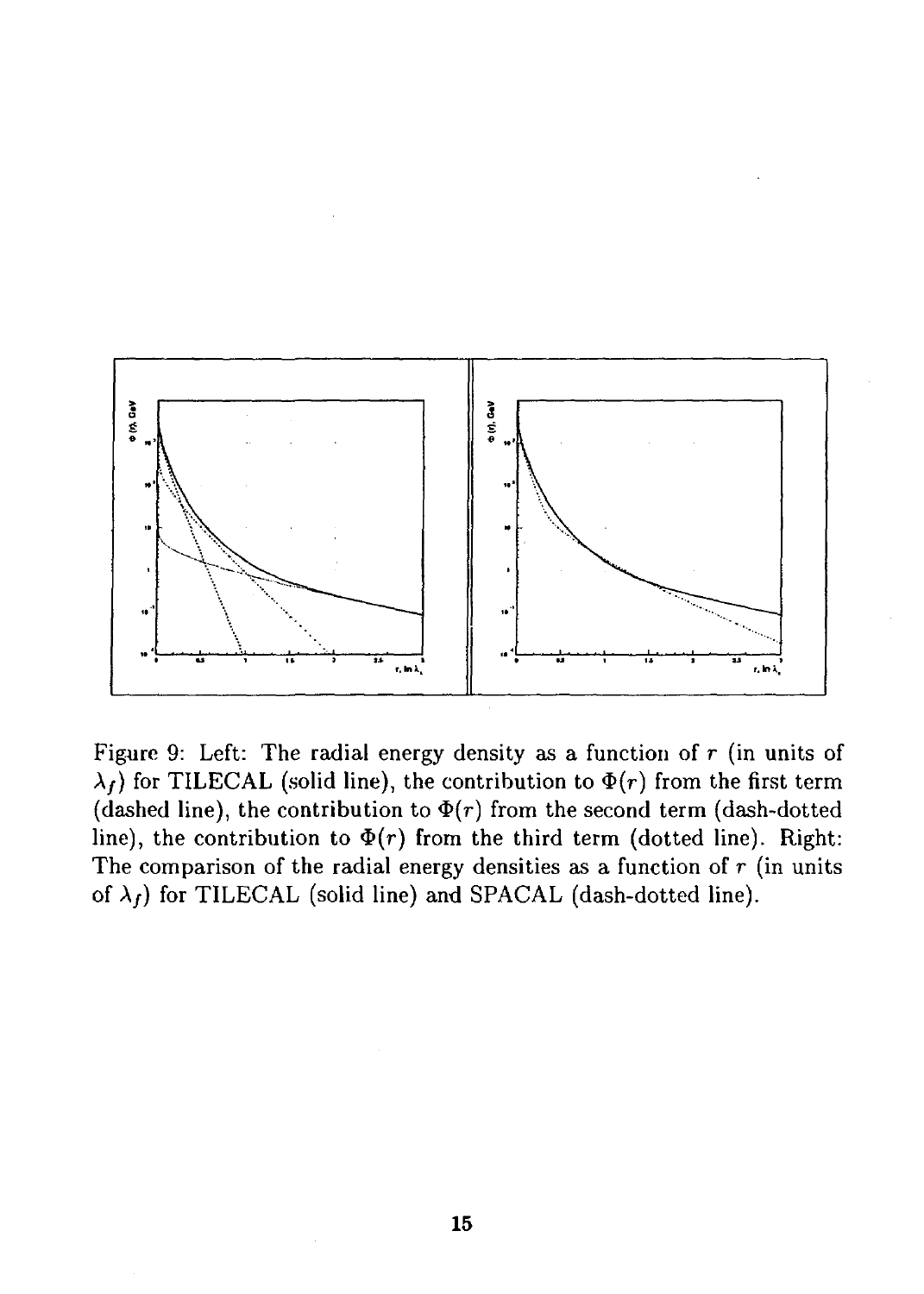Figure 9: Left: The radial energy density as a function of $r$ (in units of $\lambda_f$) for TILECAL (solid line), the contribution to $\Phi(r)$ from the first term (dashed line), the contribution to $\Phi(r)$ from the second term (dash-dotted line), the contribution to $\Phi(r)$ from the third term (dotted line). Right: The comparison of the radial energy densities as a function of $r$ (in units of $\lambda_f$) for TILECAL (solid line) and SPACAL (dash-dotted line).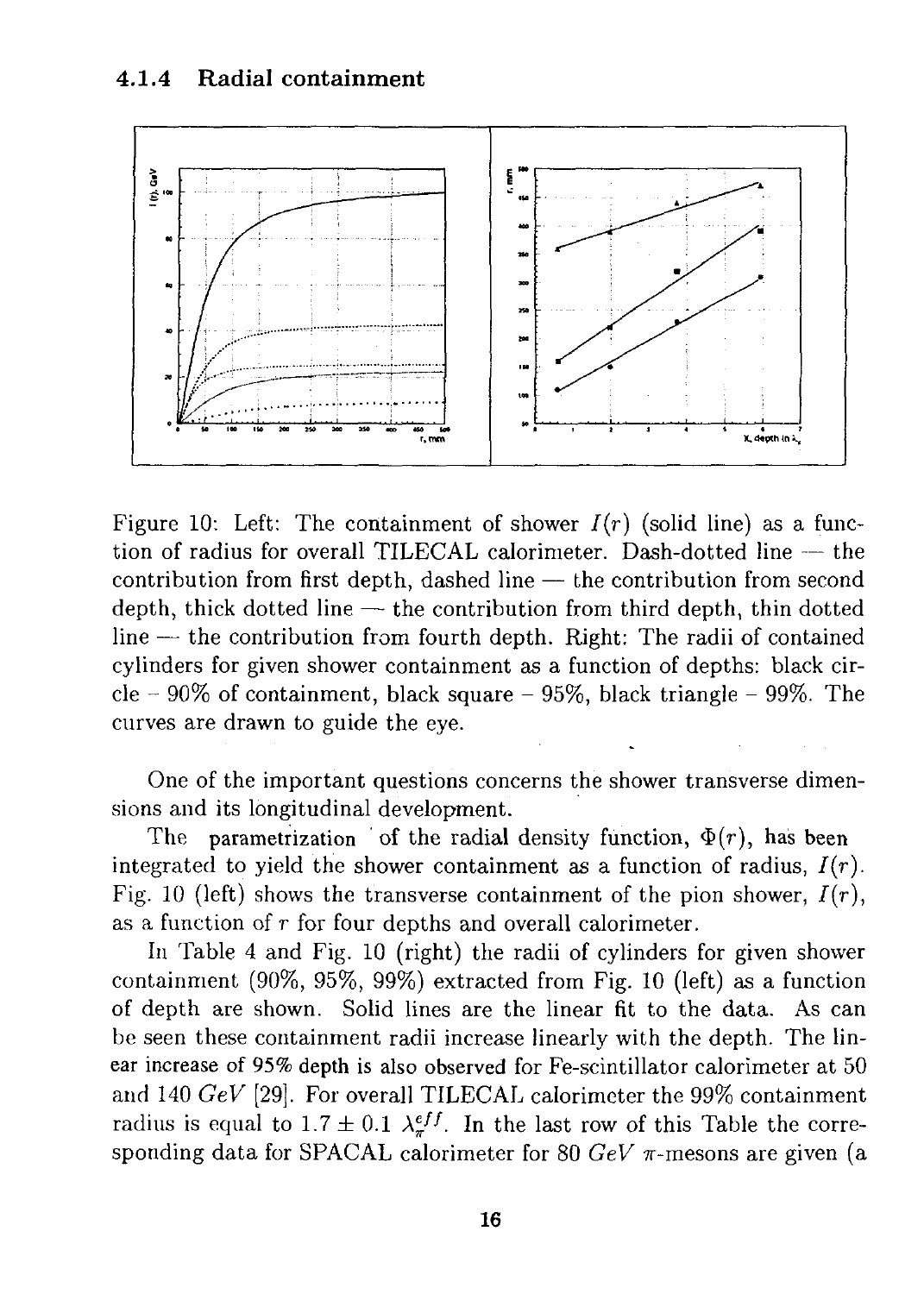### 4.1.4 Radial containment

Figure 10: Left: The containment of shower $I(r)$ (solid line) as a function of radius for overall TILECAL calorimeter. Dash-dotted line — the contribution from first depth, dashed line — the contribution from second depth, thick dotted line — the contribution from third depth, thin dotted line — the contribution from fourth depth. Right: The radii of contained cylinders for given shower containment as a function of depths: black circle – 90% of containment, black square – 95%, black triangle – 99%. The curves are drawn to guide the eye.

One of the important questions concerns the shower transverse dimensions and its longitudinal development.

The parametrization of the radial density function, $\Phi(r)$, has been integrated to yield the shower containment as a function of radius, $I(r)$. Fig. 10 (left) shows the transverse containment of the pion shower, $I(r)$, as a function of $r$ for four depths and overall calorimeter.

In Table 4 and Fig. 10 (right) the radii of cylinders for given shower containment (90%, 95%, 99%) extracted from Fig. 10 (left) as a function of depth are shown. Solid lines are the linear fit to the data. As can be seen these containment radii increase linearly with the depth. The linear increase of 95% depth is also observed for Fe-scintillator calorimeter at 50 and 140 $GeV$ [29]. For overall TILECAL calorimeter the 99% containment radius is equal to $1.7 \pm 0.1\ \lambda_{\pi}^{eff}$. In the last row of this Table the corresponding data for SPACAL calorimeter for 80 $GeV$ $\pi$-mesons are given (a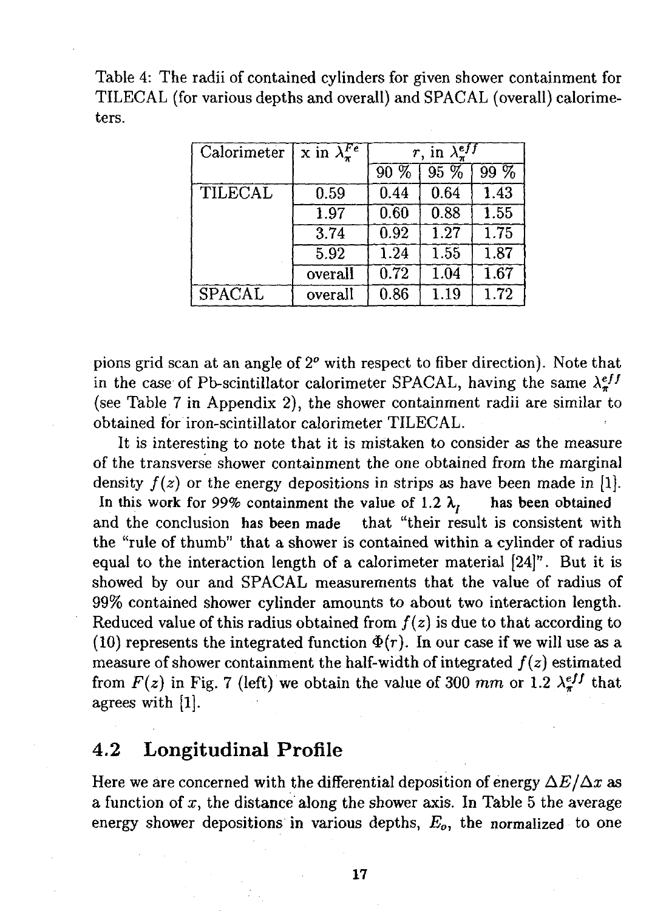Table 4: The radii of contained cylinders for given shower containment for TILECAL (for various depths and overall) and SPACAL (overall) calorimeters.

| Calorimeter | x in $\lambda_{\pi}^{Fe}$ | $r$, in $\lambda_{\pi}^{eff}$ | | |
|---|---|---|---|---|
| | | 90 % | 95 % | 99 % |
| TILECAL | 0.59 | 0.44 | 0.64 | 1.43 |
| | 1.97 | 0.60 | 0.88 | 1.55 |
| | 3.74 | 0.92 | 1.27 | 1.75 |
| | 5.92 | 1.24 | 1.55 | 1.87 |
| | overall | 0.72 | 1.04 | 1.67 |
| SPACAL | overall | 0.86 | 1.19 | 1.72 |

pions grid scan at an angle of $2^o$ with respect to fiber direction). Note that in the case of Pb-scintillator calorimeter SPACAL, having the same $\lambda_{\pi}^{eff}$ (see Table 7 in Appendix 2), the shower containment radii are similar to obtained for iron-scintillator calorimeter TILECAL.

It is interesting to note that it is mistaken to consider as the measure of the transverse shower containment the one obtained from the marginal density $f(z)$ or the energy depositions in strips as have been made in [1]. In this work for 99% containment the value of 1.2 $\lambda_I$ has been obtained and the conclusion has been made that "their result is consistent with the "rule of thumb" that a shower is contained within a cylinder of radius equal to the interaction length of a calorimeter material [24]". But it is showed by our and SPACAL measurements that the value of radius of 99% contained shower cylinder amounts to about two interaction length. Reduced value of this radius obtained from $f(z)$ is due to that according to (10) represents the integrated function $\Phi(r)$. In our case if we will use as a measure of shower containment the half-width of integrated $f(z)$ estimated from $F(z)$ in Fig. 7 (left) we obtain the value of 300 $mm$ or 1.2 $\lambda_{\pi}^{eff}$ that agrees with [1].

## 4.2 Longitudinal Profile

Here we are concerned with the differential deposition of energy $\Delta E/\Delta x$ as a function of $x$, the distance along the shower axis. In Table 5 the average energy shower depositions in various depths, $E_o$, the normalized to one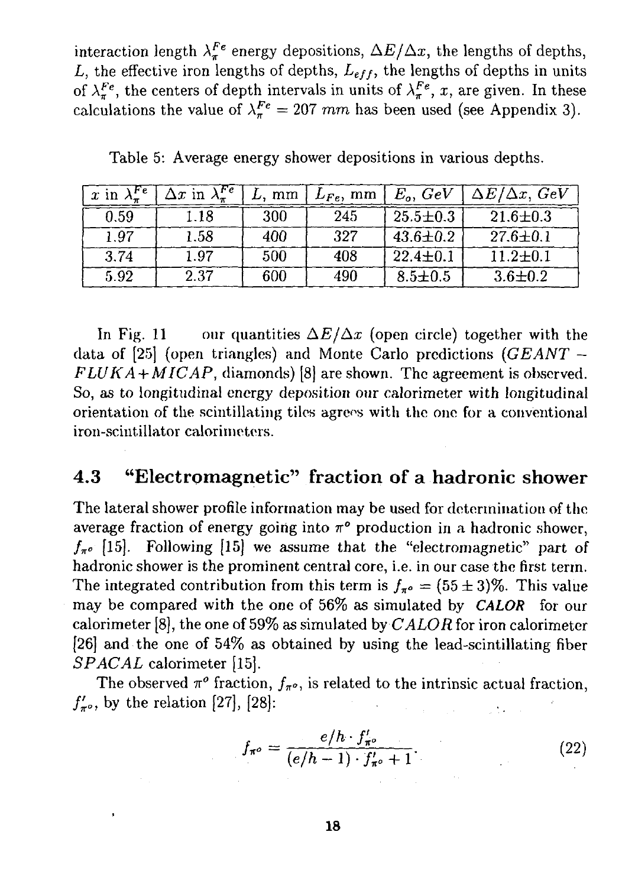interaction length $\lambda_\pi^{Fe}$ energy depositions, $\Delta E/\Delta x$, the lengths of depths, $L$, the effective iron lengths of depths, $L_{eff}$, the lengths of depths in units of $\lambda_\pi^{Fe}$, the centers of depth intervals in units of $\lambda_\pi^{Fe}$, $x$, are given. In these calculations the value of $\lambda_\pi^{Fe} = 207\ mm$ has been used (see Appendix 3).

Table 5: Average energy shower depositions in various depths.

| $x$ in $\lambda_\pi^{Fe}$ | $\Delta x$ in $\lambda_\pi^{Fe}$ | $L$, mm | $L_{Fe}$, mm | $E_o$, $GeV$ | $\Delta E/\Delta x$, $GeV$ |
|---|---|---|---|---|---|
| 0.59 | 1.18 | 300 | 245 | 25.5±0.3 | 21.6±0.3 |
| 1.97 | 1.58 | 400 | 327 | 43.6±0.2 | 27.6±0.1 |
| 3.74 | 1.97 | 500 | 408 | 22.4±0.1 | 11.2±0.1 |
| 5.92 | 2.37 | 600 | 490 | 8.5±0.5 | 3.6±0.2 |

In Fig. 11 our quantities $\Delta E/\Delta x$ (open circle) together with the data of [25] (open triangles) and Monte Carlo predictions ($GEANT - FLUKA+MICAP$, diamonds) [8] are shown. The agreement is observed. So, as to longitudinal energy deposition our calorimeter with longitudinal orientation of the scintillating tiles agrees with the one for a conventional iron-scintillator calorimeters.

## 4.3 "Electromagnetic" fraction of a hadronic shower

The lateral shower profile information may be used for determination of the average fraction of energy going into $\pi^o$ production in a hadronic shower, $f_{\pi^o}$ [15]. Following [15] we assume that the "electromagnetic" part of hadronic shower is the prominent central core, i.e. in our case the first term. The integrated contribution from this term is $f_{\pi^o} = (55 \pm 3)\%$. This value may be compared with the one of 56% as simulated by ***CALOR*** for our calorimeter [8], the one of 59% as simulated by $CALOR$ for iron calorimeter [26] and the one of 54% as obtained by using the lead-scintillating fiber $SPACAL$ calorimeter [15].

The observed $\pi^o$ fraction, $f_{\pi^o}$, is related to the intrinsic actual fraction, $f'_{\pi^o}$, by the relation [27], [28]:

$$f_{\pi^o} = \frac{e/h \cdot f'_{\pi^o}}{(e/h - 1) \cdot f'_{\pi^o} + 1}. \tag{22}$$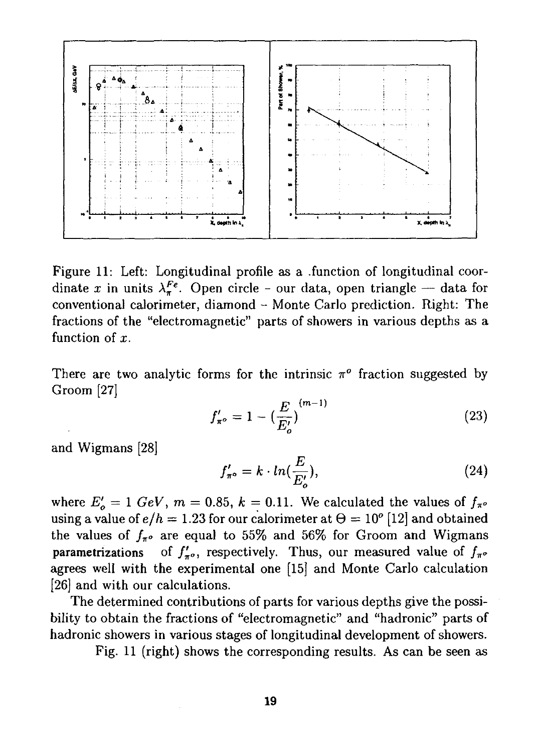Figure 11: Left: Longitudinal profile as a .function of longitudinal coordinate $x$ in units $\lambda_{\pi}^{Fe}$. Open circle - our data, open triangle — data for conventional calorimeter, diamond - Monte Carlo prediction. Right: The fractions of the "electromagnetic" parts of showers in various depths as a function of $x$.

There are two analytic forms for the intrinsic $\pi^o$ fraction suggested by Groom [27]

$$f'_{\pi^o} = 1 - \left(\frac{E}{E'_o}\right)^{(m-1)} \tag{23}$$

and Wigmans [28]

$$f'_{\pi^o} = k \cdot ln\left(\frac{E}{E'_o}\right), \tag{24}$$

where $E'_o = 1\ GeV$, $m = 0.85$, $k = 0.11$. We calculated the values of $f_{\pi^o}$ using a value of $e/h = 1.23$ for our calorimeter at $\Theta = 10^o$ [12] and obtained the values of $f_{\pi^o}$ are equal to 55% and 56% for Groom and Wigmans parametrizations of $f'_{\pi^o}$, respectively. Thus, our measured value of $f_{\pi^o}$ agrees well with the experimental one [15] and Monte Carlo calculation [26] and with our calculations.

The determined contributions of parts for various depths give the possibility to obtain the fractions of "electromagnetic" and "hadronic" parts of hadronic showers in various stages of longitudinal development of showers.

Fig. 11 (right) shows the corresponding results. As can be seen as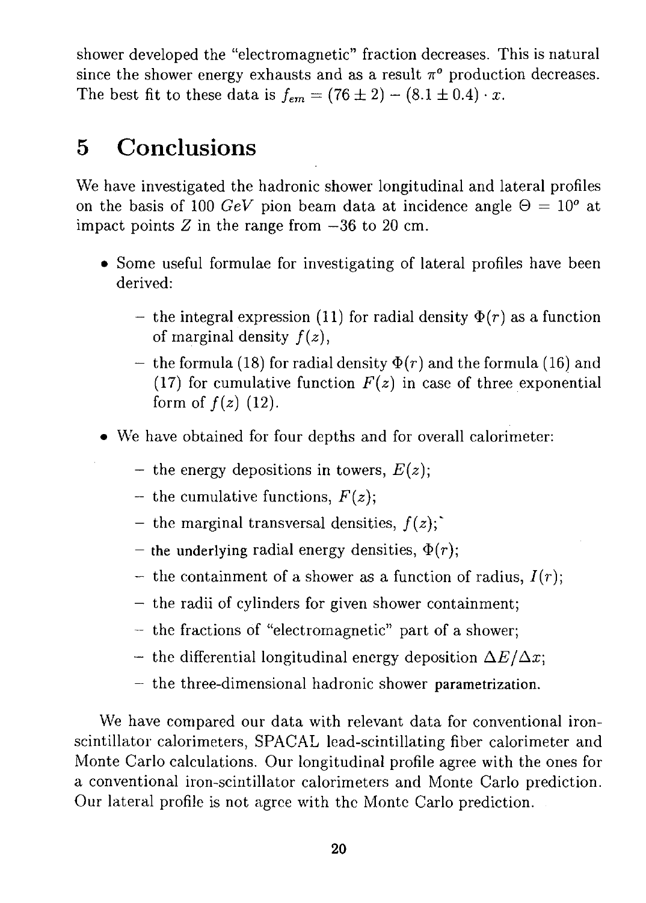shower developed the "electromagnetic" fraction decreases. This is natural since the shower energy exhausts and as a result $\pi^o$ production decreases. The best fit to these data is $f_{em} = (76 \pm 2) - (8.1 \pm 0.4) \cdot x$.

# 5 Conclusions

We have investigated the hadronic shower longitudinal and lateral profiles on the basis of 100 $GeV$ pion beam data at incidence angle $\Theta = 10^o$ at impact points $Z$ in the range from $-36$ to 20 cm.

- Some useful formulae for investigating of lateral profiles have been derived:
  - the integral expression (11) for radial density $\Phi(r)$ as a function of marginal density $f(z)$,
  - the formula (18) for radial density $\Phi(r)$ and the formula (16) and (17) for cumulative function $F(z)$ in case of three exponential form of $f(z)$ (12).
- We have obtained for four depths and for overall calorimeter:
  - the energy depositions in towers, $E(z)$;
  - the cumulative functions, $F(z)$;
  - the marginal transversal densities, $f(z)$;
  - the underlying radial energy densities, $\Phi(r)$;
  - the containment of a shower as a function of radius, $I(r)$;
  - the radii of cylinders for given shower containment;
  - the fractions of "electromagnetic" part of a shower;
  - the differential longitudinal energy deposition $\Delta E/\Delta x$;
  - the three-dimensional hadronic shower parametrization.

We have compared our data with relevant data for conventional iron-scintillator calorimeters, SPACAL lead-scintillating fiber calorimeter and Monte Carlo calculations. Our longitudinal profile agree with the ones for a conventional iron-scintillator calorimeters and Monte Carlo prediction. Our lateral profile is not agree with the Monte Carlo prediction.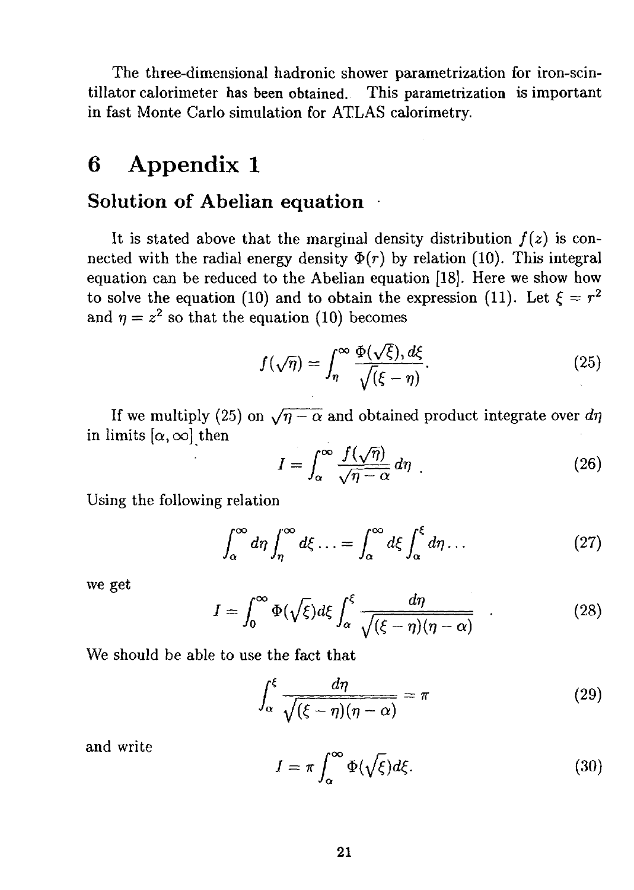The three-dimensional hadronic shower parametrization for iron-scintillator calorimeter has been obtained. This parametrization is important in fast Monte Carlo simulation for ATLAS calorimetry.

# 6 Appendix 1

## Solution of Abelian equation

It is stated above that the marginal density distribution $f(z)$ is connected with the radial energy density $\Phi(r)$ by relation (10). This integral equation can be reduced to the Abelian equation [18]. Here we show how to solve the equation (10) and to obtain the expression (11). Let $\xi = r^2$ and $\eta = z^2$ so that the equation (10) becomes

$$f(\sqrt{\eta}) = \int_{\eta}^{\infty} \frac{\Phi(\sqrt{\xi}), d\xi}{\sqrt{(\xi - \eta)}}. \tag{25}$$

If we multiply (25) on $\sqrt{\eta - \alpha}$ and obtained product integrate over $d\eta$ in limits $[\alpha, \infty]$ then

$$I = \int_{\alpha}^{\infty} \frac{f(\sqrt{\eta})}{\sqrt{\eta - \alpha}} d\eta \ . \tag{26}$$

Using the following relation

$$\int_{\alpha}^{\infty} d\eta \int_{\eta}^{\infty} d\xi \ldots = \int_{\alpha}^{\infty} d\xi \int_{\alpha}^{\xi} d\eta \ldots \tag{27}$$

we get

$$I = \int_{0}^{\infty} \Phi(\sqrt{\xi}) d\xi \int_{\alpha}^{\xi} \frac{d\eta}{\sqrt{(\xi - \eta)(\eta - \alpha)}} \ . \tag{28}$$

We should be able to use the fact that

$$\int_{\alpha}^{\xi} \frac{d\eta}{\sqrt{(\xi - \eta)(\eta - \alpha)}} = \pi \tag{29}$$

and write

$$I = \pi \int_{\alpha}^{\infty} \Phi(\sqrt{\xi}) d\xi. \tag{30}$$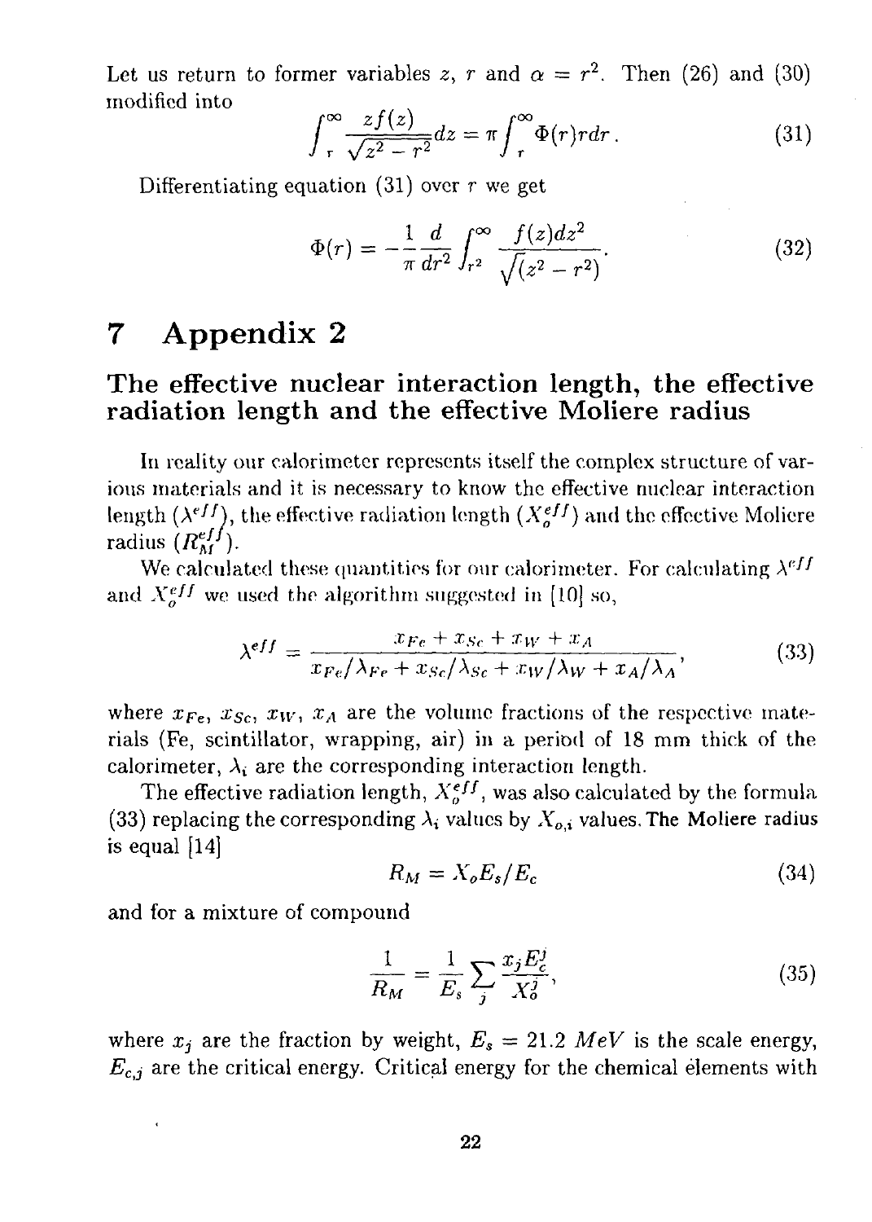Let us return to former variables $z$, $r$ and $\alpha = r^2$. Then (26) and (30) modified into

$$\int_r^\infty \frac{zf(z)}{\sqrt{z^2 - r^2}} dz = \pi \int_r^\infty \Phi(r) r dr. \tag{31}$$

Differentiating equation (31) over $r$ we get

$$\Phi(r) = -\frac{1}{\pi} \frac{d}{dr^2} \int_{r^2}^\infty \frac{f(z) dz^2}{\sqrt{(z^2 - r^2)}}. \tag{32}$$

# 7 Appendix 2

## The effective nuclear interaction length, the effective radiation length and the effective Moliere radius

In reality our calorimeter represents itself the complex structure of various materials and it is necessary to know the effective nuclear interaction length ($\lambda^{eff}$), the effective radiation length ($X_o^{eff}$) and the effective Moliere radius ($R_M^{eff}$).

We calculated these quantities for our calorimeter. For calculating $\lambda^{eff}$ and $X_o^{eff}$ we used the algorithm suggested in [10] so,

$$\lambda^{eff} = \frac{x_{Fe} + x_{Sc} + x_W + x_A}{x_{Fe}/\lambda_{Fe} + x_{Sc}/\lambda_{Sc} + x_W/\lambda_W + x_A/\lambda_A}, \tag{33}$$

where $x_{Fe}$, $x_{Sc}$, $x_W$, $x_A$ are the volume fractions of the respective materials (Fe, scintillator, wrapping, air) in a period of 18 mm thick of the calorimeter, $\lambda_i$ are the corresponding interaction length.

The effective radiation length, $X_o^{eff}$, was also calculated by the formula (33) replacing the corresponding $\lambda_i$ values by $X_{o,i}$ values. The Moliere radius is equal [14]

$$R_M = X_o E_s / E_c \tag{34}$$

and for a mixture of compound

$$\frac{1}{R_M} = \frac{1}{E_s} \sum_j \frac{x_j E_c^j}{X_o^j}, \tag{35}$$

where $x_j$ are the fraction by weight, $E_s = 21.2\ MeV$ is the scale energy, $E_{c,j}$ are the critical energy. Critical energy for the chemical elements with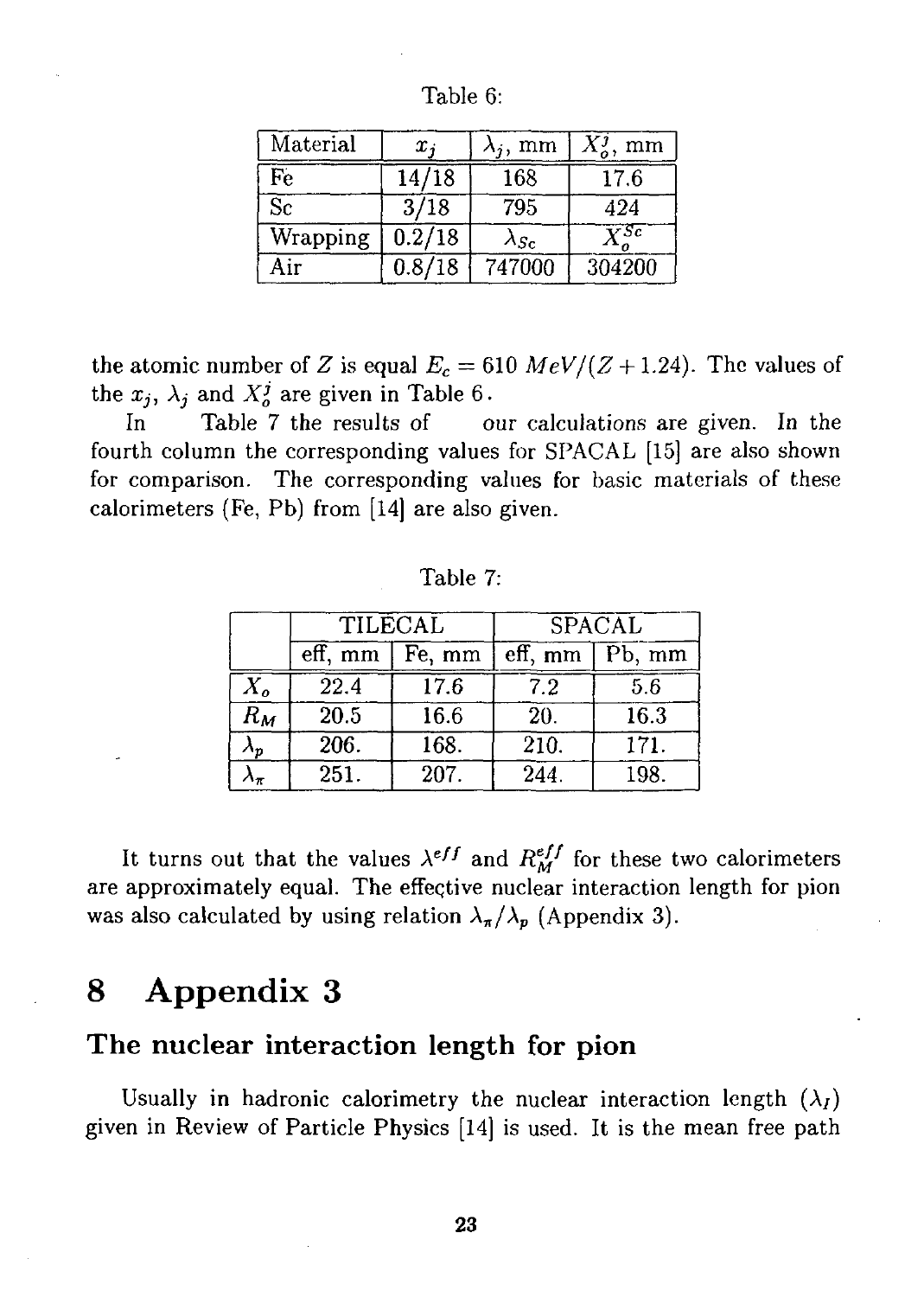Table 6:

| Material | $x_j$ | $\lambda_j$, mm | $X_o^j$, mm |
|---|---|---|---|
| Fe | 14/18 | 168 | 17.6 |
| Sc | 3/18 | 795 | 424 |
| Wrapping | 0.2/18 | $\lambda_{Sc}$ | $X_o^{Sc}$ |
| Air | 0.8/18 | 747000 | 304200 |

the atomic number of $Z$ is equal $E_c = 610\ MeV/(Z + 1.24)$. The values of the $x_j$, $\lambda_j$ and $X_o^j$ are given in Table 6.

In Table 7 the results of our calculations are given. In the fourth column the corresponding values for SPACAL [15] are also shown for comparison. The corresponding values for basic materials of these calorimeters (Fe, Pb) from [14] are also given.

Table 7:

| | TILECAL | | SPACAL | |
|---|---|---|---|---|
| | eff, mm | Fe, mm | eff, mm | Pb, mm |
| $X_o$ | 22.4 | 17.6 | 7.2 | 5.6 |
| $R_M$ | 20.5 | 16.6 | 20. | 16.3 |
| $\lambda_p$ | 206. | 168. | 210. | 171. |
| $\lambda_\pi$ | 251. | 207. | 244. | 198. |

It turns out that the values $\lambda^{eff}$ and $R_M^{eff}$ for these two calorimeters are approximately equal. The effective nuclear interaction length for pion was also calculated by using relation $\lambda_\pi/\lambda_p$ (Appendix 3).

# 8 Appendix 3

## The nuclear interaction length for pion

Usually in hadronic calorimetry the nuclear interaction length ($\lambda_I$) given in Review of Particle Physics [14] is used. It is the mean free path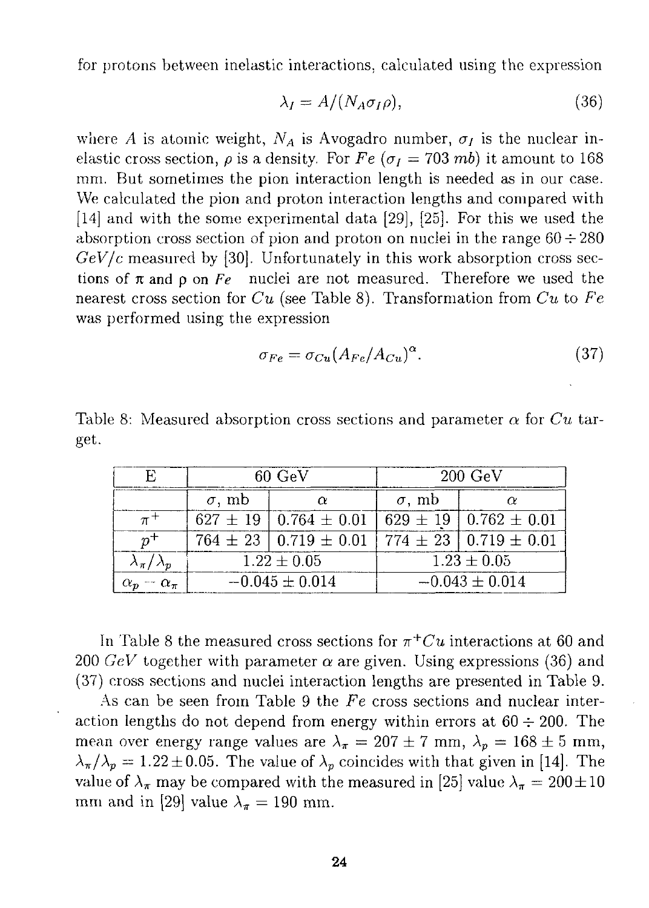for protons between inelastic interactions, calculated using the expression

$$\lambda_I = A/(N_A \sigma_I \rho), \tag{36}$$

where $A$ is atomic weight, $N_A$ is Avogadro number, $\sigma_I$ is the nuclear inelastic cross section, $\rho$ is a density. For $Fe$ ($\sigma_I = 703$ $mb$) it amount to 168 mm. But sometimes the pion interaction length is needed as in our case. We calculated the pion and proton interaction lengths and compared with [14] and with the some experimental data [29], [25]. For this we used the absorption cross section of pion and proton on nuclei in the range $60 \div 280$ $GeV/c$ measured by [30]. Unfortunately in this work absorption cross sections of $\pi$ and p on $Fe$ nuclei are not measured. Therefore we used the nearest cross section for $Cu$ (see Table 8). Transformation from $Cu$ to $Fe$ was performed using the expression

$$\sigma_{Fe} = \sigma_{Cu}(A_{Fe}/A_{Cu})^{\alpha}. \tag{37}$$

Table 8: Measured absorption cross sections and parameter $\alpha$ for $Cu$ target.

| E | 60 GeV | | 200 GeV | |
|---|---|---|---|---|
| | $\sigma$, mb | $\alpha$ | $\sigma$, mb | $\alpha$ |
| $\pi^+$ | $627 \pm 19$ | $0.764 \pm 0.01$ | $629 \pm 19$ | $0.762 \pm 0.01$ |
| $p^+$ | $764 \pm 23$ | $0.719 \pm 0.01$ | $774 \pm 23$ | $0.719 \pm 0.01$ |
| $\lambda_\pi/\lambda_p$ | $1.22 \pm 0.05$ | | $1.23 \pm 0.05$ | |
| $\alpha_p - \alpha_\pi$ | $-0.045 \pm 0.014$ | | $-0.043 \pm 0.014$ | |

In Table 8 the measured cross sections for $\pi^+ Cu$ interactions at 60 and 200 $GeV$ together with parameter $\alpha$ are given. Using expressions (36) and (37) cross sections and nuclei interaction lengths are presented in Table 9.

As can be seen from Table 9 the $Fe$ cross sections and nuclear interaction lengths do not depend from energy within errors at $60 \div 200$. The mean over energy range values are $\lambda_\pi = 207 \pm 7$ mm, $\lambda_p = 168 \pm 5$ mm, $\lambda_\pi/\lambda_p = 1.22 \pm 0.05$. The value of $\lambda_p$ coincides with that given in [14]. The value of $\lambda_\pi$ may be compared with the measured in [25] value $\lambda_\pi = 200 \pm 10$ mm and in [29] value $\lambda_\pi = 190$ mm.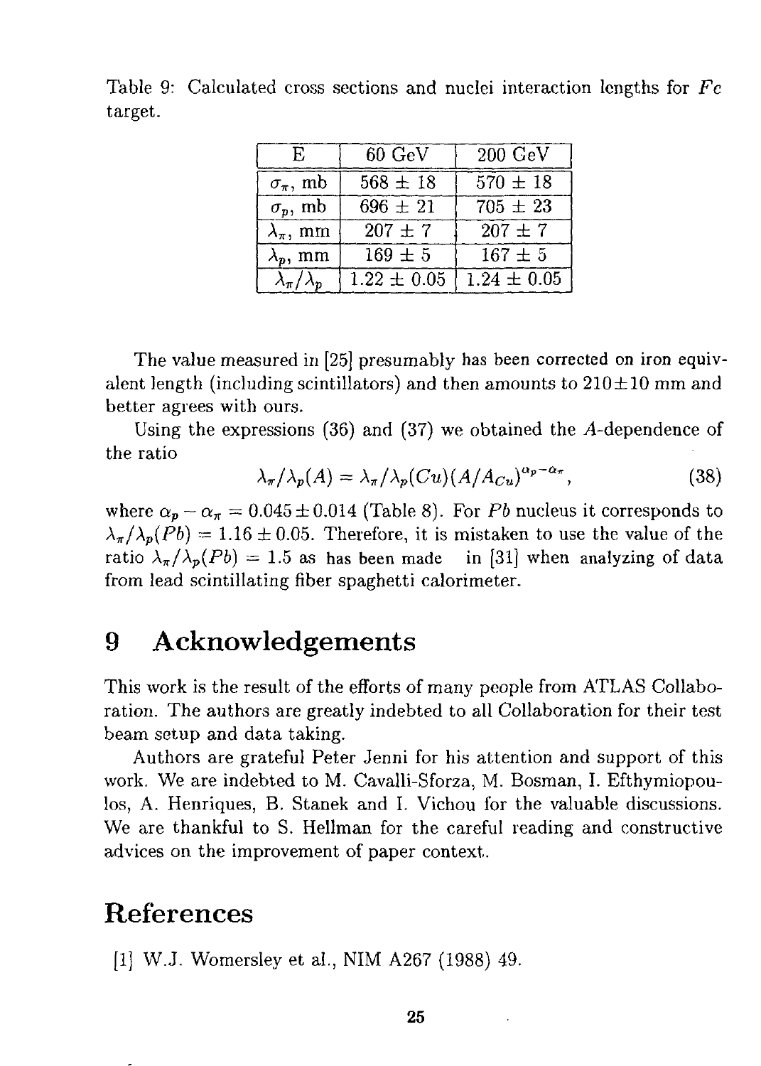Table 9: Calculated cross sections and nuclei interaction lengths for $Fe$ target.

| E | 60 GeV | 200 GeV |
|---|---|---|
| $\sigma_\pi$, mb | $568 \pm 18$ | $570 \pm 18$ |
| $\sigma_p$, mb | $696 \pm 21$ | $705 \pm 23$ |
| $\lambda_\pi$, mm | $207 \pm 7$ | $207 \pm 7$ |
| $\lambda_p$, mm | $169 \pm 5$ | $167 \pm 5$ |
| $\lambda_\pi/\lambda_p$ | $1.22 \pm 0.05$ | $1.24 \pm 0.05$ |

The value measured in [25] presumably has been corrected on iron equivalent length (including scintillators) and then amounts to $210 \pm 10$ mm and better agrees with ours.

Using the expressions (36) and (37) we obtained the $A$-dependence of the ratio

$$\lambda_\pi/\lambda_p(A) = \lambda_\pi/\lambda_p(Cu)(A/A_{Cu})^{\alpha_p - \alpha_\pi}, \tag{38}$$

where $\alpha_p - \alpha_\pi = 0.045 \pm 0.014$ (Table 8). For $Pb$ nucleus it corresponds to $\lambda_\pi/\lambda_p(Pb) = 1.16 \pm 0.05$. Therefore, it is mistaken to use the value of the ratio $\lambda_\pi/\lambda_p(Pb) = 1.5$ as has been made in [31] when analyzing of data from lead scintillating fiber spaghetti calorimeter.

# 9 Acknowledgements

This work is the result of the efforts of many people from ATLAS Collaboration. The authors are greatly indebted to all Collaboration for their test beam setup and data taking.

Authors are grateful Peter Jenni for his attention and support of this work. We are indebted to M. Cavalli-Sforza, M. Bosman, I. Efthymiopoulos, A. Henriques, B. Stanek and I. Vichou for the valuable discussions. We are thankful to S. Hellman for the careful reading and constructive advices on the improvement of paper context.

# References

[1] W.J. Womersley et al., NIM A267 (1988) 49.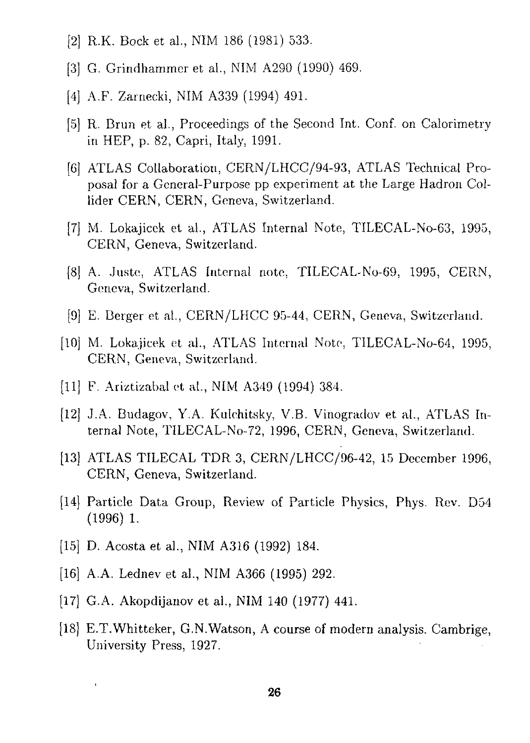[2] R.K. Bock et al., NIM 186 (1981) 533.

[3] G. Grindhammer et al., NIM A290 (1990) 469.

[4] A.F. Zarnecki, NIM A339 (1994) 491.

[5] R. Brun et al., Proceedings of the Second Int. Conf. on Calorimetry in HEP, p. 82, Capri, Italy, 1991.

[6] ATLAS Collaboration, CERN/LHCC/94-93, ATLAS Technical Proposal for a General-Purpose pp experiment at the Large Hadron Collider CERN, CERN, Geneva, Switzerland.

[7] M. Lokajicek et al., ATLAS Internal Note, TILECAL-No-63, 1995, CERN, Geneva, Switzerland.

[8] A. Juste, ATLAS Internal note, TILECAL-No-69, 1995, CERN, Geneva, Switzerland.

[9] E. Berger et al., CERN/LHCC 95-44, CERN, Geneva, Switzerland.

[10] M. Lokajicek et al., ATLAS Internal Note, TILECAL-No-64, 1995, CERN, Geneva, Switzerland.

[11] F. Ariztizabal et al., NIM A349 (1994) 384.

[12] J.A. Budagov, Y.A. Kulchitsky, V.B. Vinogradov et al., ATLAS Internal Note, TILECAL-No-72, 1996, CERN, Geneva, Switzerland.

[13] ATLAS TILECAL TDR 3, CERN/LHCC/96-42, 15 December 1996, CERN, Geneva, Switzerland.

[14] Particle Data Group, Review of Particle Physics, Phys. Rev. D54 (1996) 1.

[15] D. Acosta et al., NIM A316 (1992) 184.

[16] A.A. Lednev et al., NIM A366 (1995) 292.

[17] G.A. Akopdijanov et al., NIM 140 (1977) 441.

[18] E.T.Whitteker, G.N.Watson, A course of modern analysis. Cambrige, University Press, 1927.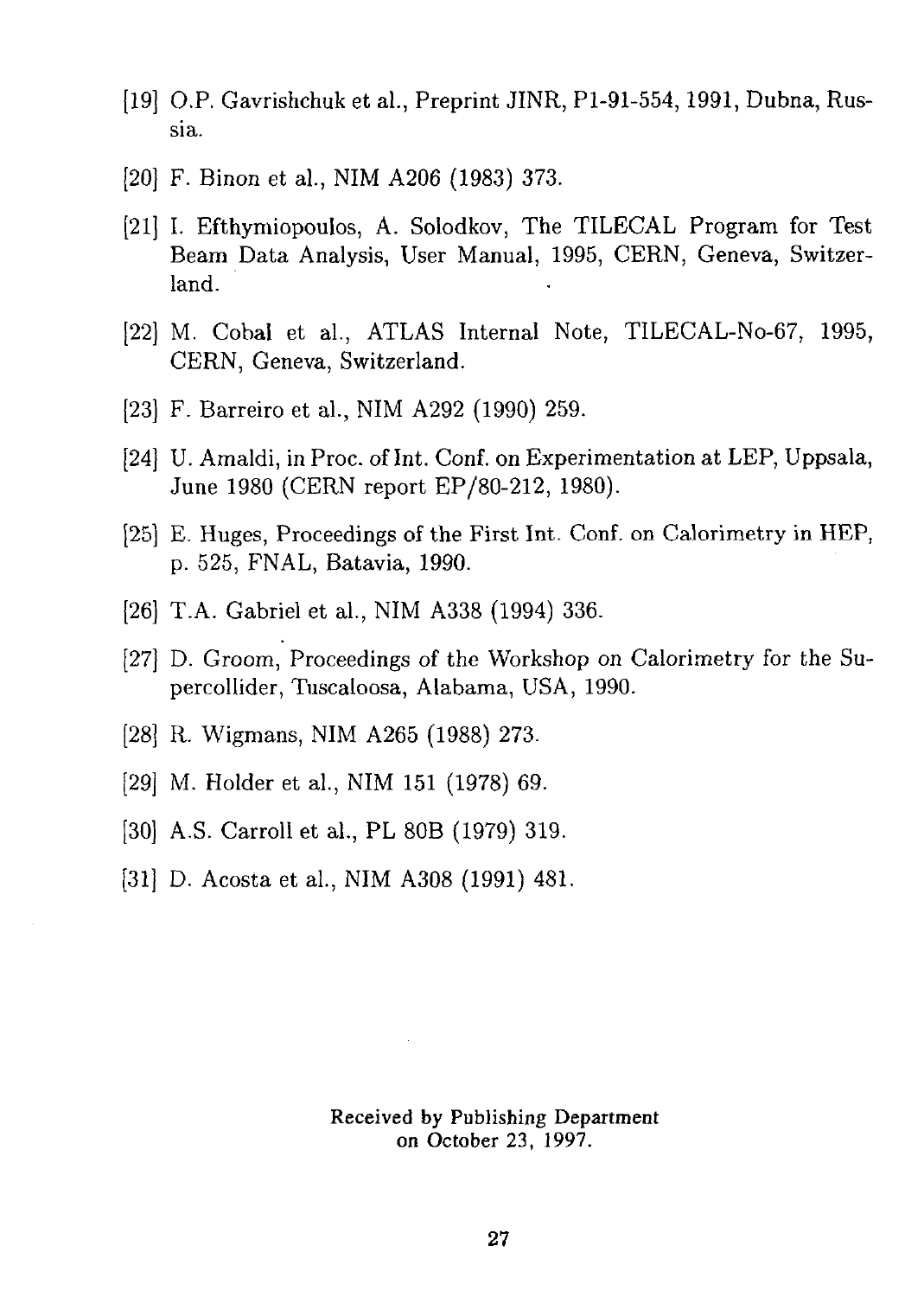[19] O.P. Gavrishchuk et al., Preprint JINR, P1-91-554, 1991, Dubna, Russia.

[20] F. Binon et al., NIM A206 (1983) 373.

[21] I. Efthymiopoulos, A. Solodkov, The TILECAL Program for Test Beam Data Analysis, User Manual, 1995, CERN, Geneva, Switzerland.

[22] M. Cobal et al., ATLAS Internal Note, TILECAL-No-67, 1995, CERN, Geneva, Switzerland.

[23] F. Barreiro et al., NIM A292 (1990) 259.

[24] U. Amaldi, in Proc. of Int. Conf. on Experimentation at LEP, Uppsala, June 1980 (CERN report EP/80-212, 1980).

[25] E. Huges, Proceedings of the First Int. Conf. on Calorimetry in HEP, p. 525, FNAL, Batavia, 1990.

[26] T.A. Gabriel et al., NIM A338 (1994) 336.

[27] D. Groom, Proceedings of the Workshop on Calorimetry for the Supercollider, Tuscaloosa, Alabama, USA, 1990.

[28] R. Wigmans, NIM A265 (1988) 273.

[29] M. Holder et al., NIM 151 (1978) 69.

[30] A.S. Carroll et al., PL 80B (1979) 319.

[31] D. Acosta et al., NIM A308 (1991) 481.

Received by Publishing Department
on October 23, 1997.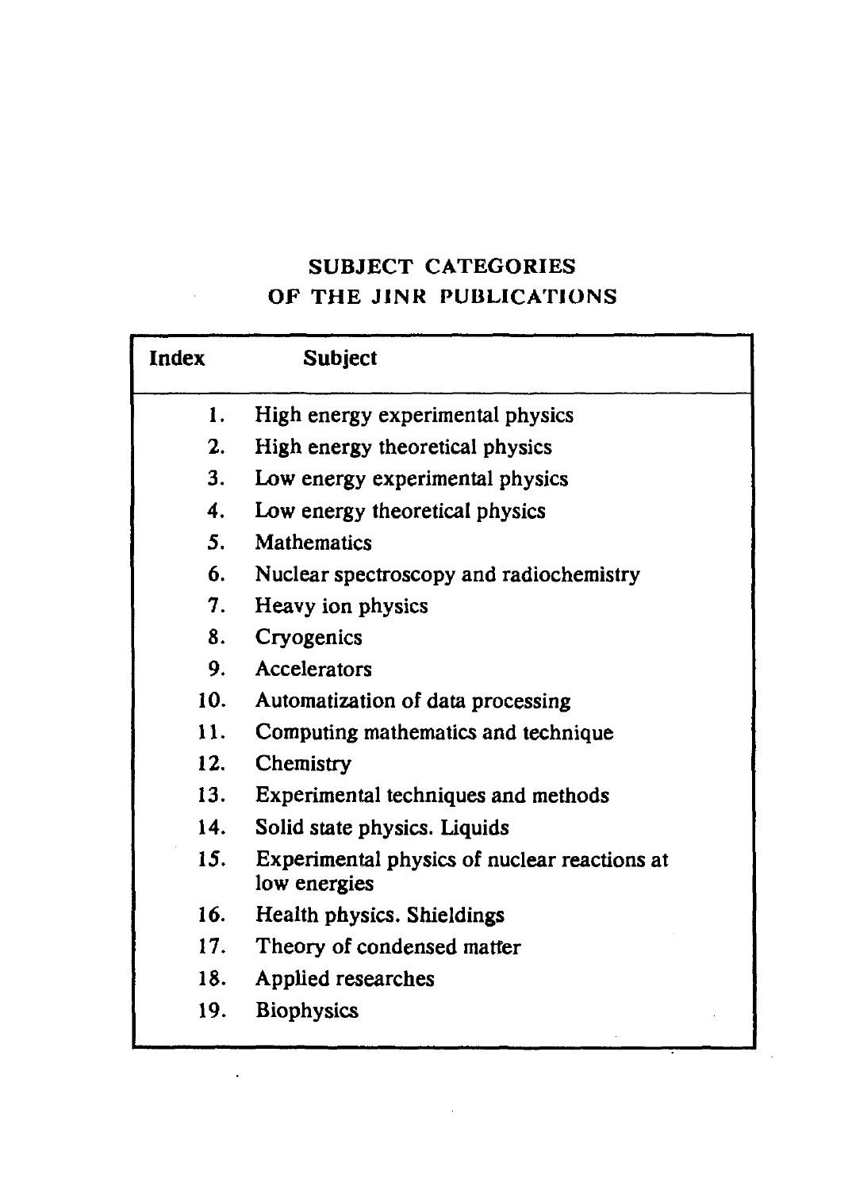## SUBJECT CATEGORIES OF THE JINR PUBLICATIONS

| Index | Subject |
|---|---|
| 1. | High energy experimental physics |
| 2. | High energy theoretical physics |
| 3. | Low energy experimental physics |
| 4. | Low energy theoretical physics |
| 5. | Mathematics |
| 6. | Nuclear spectroscopy and radiochemistry |
| 7. | Heavy ion physics |
| 8. | Cryogenics |
| 9. | Accelerators |
| 10. | Automatization of data processing |
| 11. | Computing mathematics and technique |
| 12. | Chemistry |
| 13. | Experimental techniques and methods |
| 14. | Solid state physics. Liquids |
| 15. | Experimental physics of nuclear reactions at low energies |
| 16. | Health physics. Shieldings |
| 17. | Theory of condensed matter |
| 18. | Applied researches |
| 19. | Biophysics |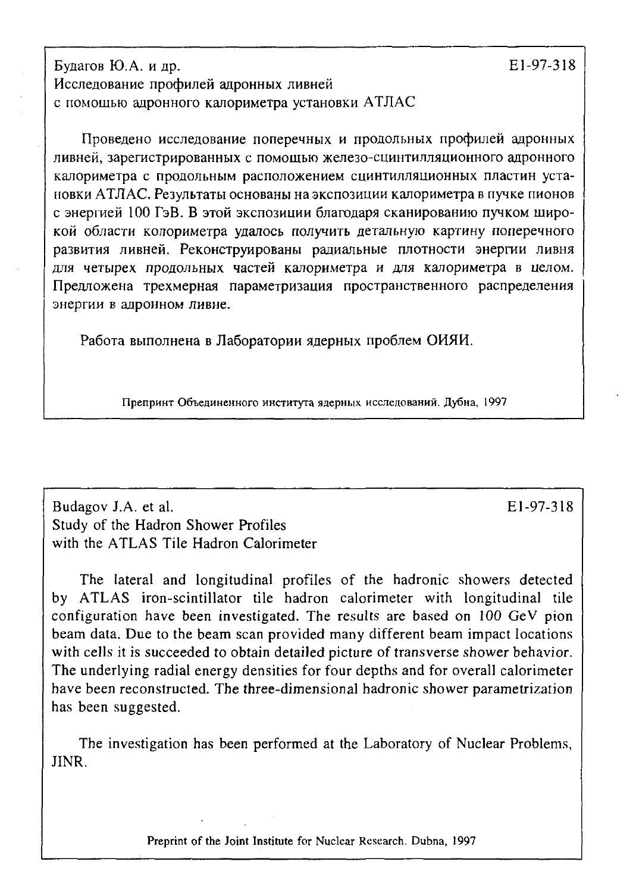Будагов Ю.А. и др. E1-97-318

Исследование профилей адронных ливней
с помощью адронного калориметра установки АТЛАС

Проведено исследование поперечных и продольных профилей адронных ливней, зарегистрированных с помощью железо-сцинтилляционного адронного калориметра с продольным расположением сцинтилляционных пластин установки АТЛАС. Результаты основаны на экспозиции калориметра в пучке пионов с энергией 100 ГэВ. В этой экспозиции благодаря сканированию пучком широкой области колориметра удалось получить детальную картину поперечного развития ливней. Реконструированы радиальные плотности энергии ливня для четырех продольных частей калориметра и для калориметра в целом. Предложена трехмерная параметризация пространственного распределения энергии в адронном ливне.

Работа выполнена в Лаборатории ядерных проблем ОИЯИ.

Препринт Объединенного института ядерных исследований. Дубна, 1997

---

Budagov J.A. et al. E1-97-318

Study of the Hadron Shower Profiles
with the ATLAS Tile Hadron Calorimeter

The lateral and longitudinal profiles of the hadronic showers detected by ATLAS iron-scintillator tile hadron calorimeter with longitudinal tile configuration have been investigated. The results are based on 100 GeV pion beam data. Due to the beam scan provided many different beam impact locations with cells it is succeeded to obtain detailed picture of transverse shower behavior. The underlying radial energy densities for four depths and for overall calorimeter have been reconstructed. The three-dimensional hadronic shower parametrization has been suggested.

The investigation has been performed at the Laboratory of Nuclear Problems, JINR.

Preprint of the Joint Institute for Nuclear Research. Dubna, 1997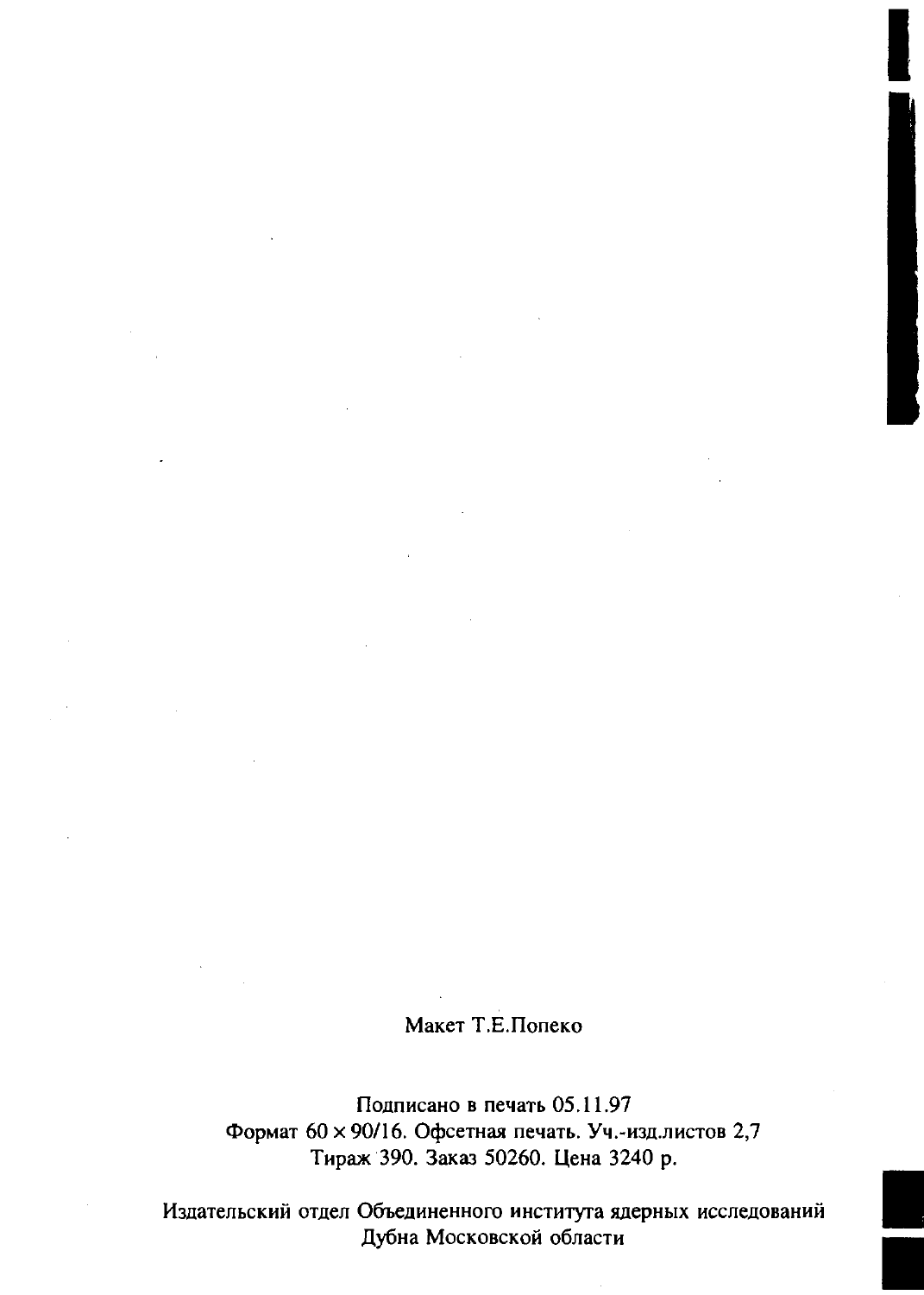Макет Т.Е.Попеко

Подписано в печать 05.11.97
Формат 60 × 90/16. Офсетная печать. Уч.-изд.листов 2,7
Тираж 390. Заказ 50260. Цена 3240 р.

Издательский отдел Объединенного института ядерных исследований
Дубна Московской области